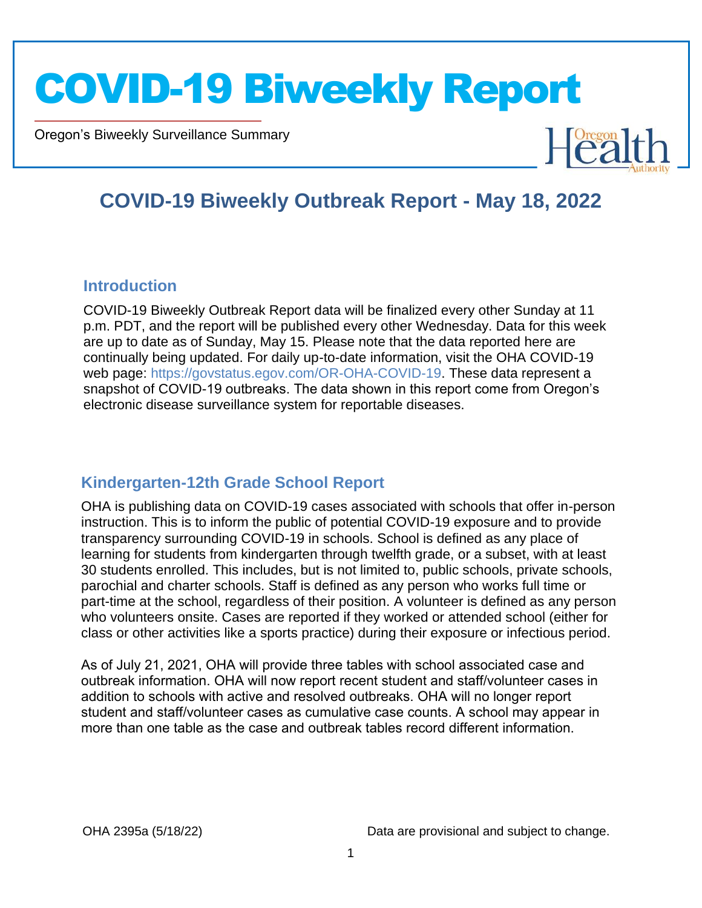# COVID-19 Biweekly Report

Oregon's Biweekly Surveillance Summary

## COVID-19 Biweekly Outbreak Report - May 18, 2022

### Introduction

COVID-19 Biweekly Outbreak Report data will be finalized every other Sunday at 11 p.m. PDT, and the report will be published every other Wednesday. Data for this week are up to date as of Sunday, May 15. Please note that the data reported here are continually being updated. For daily up-to-date information, visit the OHA COVID-19 web page: https://govstatus.egov.com/OR-OHA-COVID-19. These data represent a snapshot of COVID-19 outbreaks. The data shown in this report come from Oregon's electronic disease surveillance system for reportable diseases.

### Kindergarten-12th Grade School Report

OHA is publishing data on COVID-19 cases associated with schools that offer in-person instruction. This is to inform the public of potential COVID-19 exposure and to provide transparency surrounding COVID-19 in schools. School is defined as any place of learning for students from kindergarten through twelfth grade, or a subset, with at least 30 students enrolled. This includes, but is not limited to, public schools, private schools, parochial and charter schools. Staff is defined as any person who works full time or part-time at the school, regardless of their position. A volunteer is defined as any person who volunteers onsite. Cases are reported if they worked or attended school (either for class or other activities like a sports practice) during their exposure or infectious period.

As of July 21, 2021, OHA will provide three tables with school associated case and outbreak information. OHA will now report recent student and staff/volunteer cases in addition to schools with active and resolved outbreaks. OHA will no longer report student and staff/volunteer cases as cumulative case counts. A school may appear in more than one table as the case and outbreak tables record different information.

OHA 2395a (5/18/22) Data are provisional and subject to change.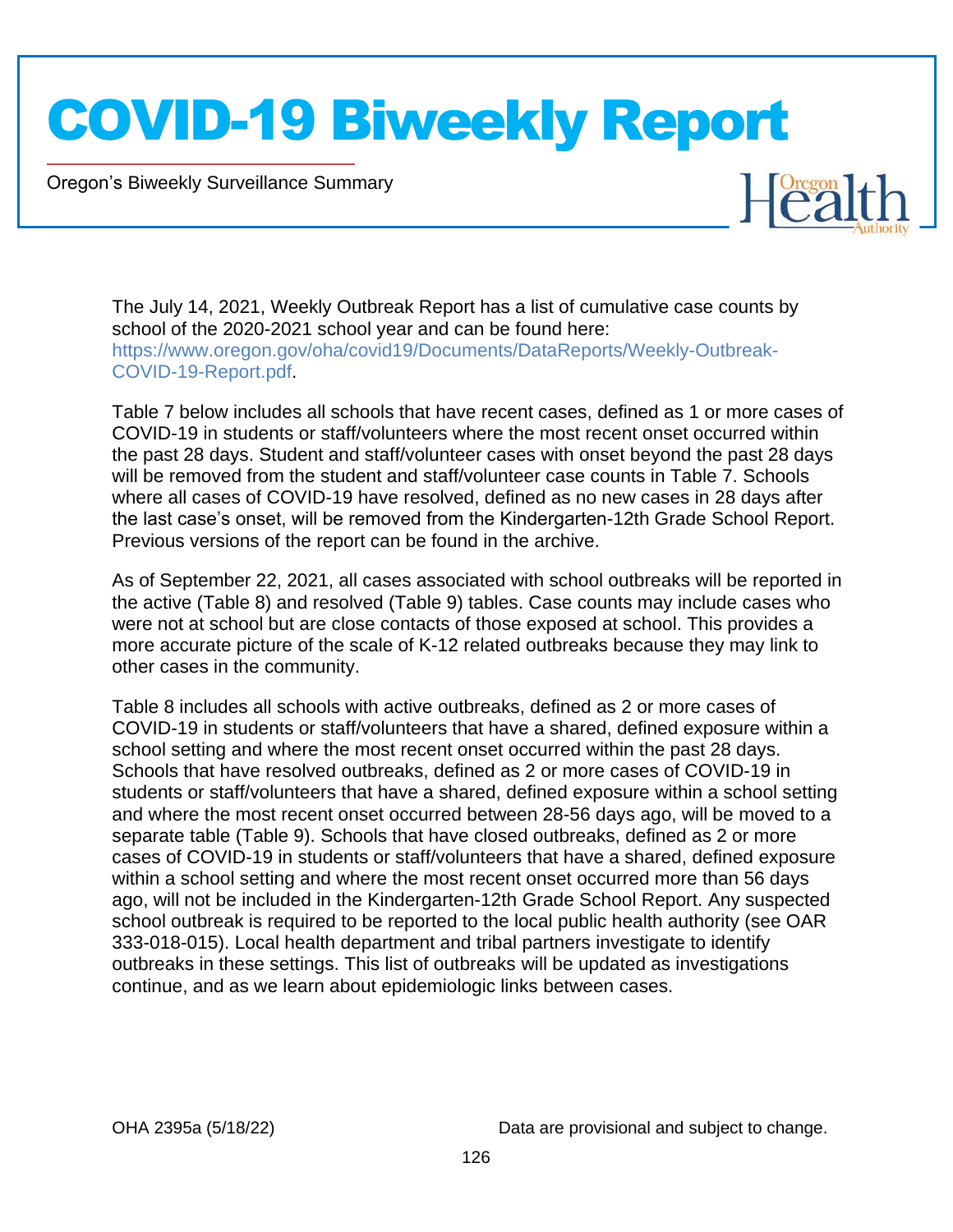The July 14, 2021, Weekly Outbreak Report has a list of cumulative case counts by school of the 2020-2021 school year and can be found here: https://www.oregon.gov/oha/covid19/Documents/DataReports/Weekly-Outbreak-COVID-19-Report.pdf.

Table 7 below includes all schools that have recent cases, defined as 1 or more cases of COVID-19 in students or staff/volunteers where the most recent onset occurred within the past 28 days. Student and staff/volunteer cases with onset beyond the past 28 days will be removed from the student and staff/volunteer case counts in Table 7. Schools where all cases of COVID-19 have resolved, defined as no new cases in 28 days after the last case's onset, will be removed from the Kindergarten-12th Grade School Report. Previous versions of the report can be found in the archive.

As of September 22, 2021, all cases associated with school outbreaks will be reported in the active (Table 8) and resolved (Table 9) tables. Case counts may include cases who were not at school but are close contacts of those exposed at school. This provides a more accurate picture of the scale of K-12 related outbreaks because they may link to other cases in the community.

Table 8 includes all schools with active outbreaks, defined as 2 or more cases of COVID-19 in students or staff/volunteers that have a shared, defined exposure within a school setting and where the most recent onset occurred within the past 28 days. Schools that have resolved outbreaks, defined as 2 or more cases of COVID-19 in students or staff/volunteers that have a shared, defined exposure within a school setting and where the most recent onset occurred between 28-56 days ago, will be moved to a separate table (Table 9). Schools that have closed outbreaks, defined as 2 or more cases of COVID-19 in students or staff/volunteers that have a shared, defined exposure within a school setting and where the most recent onset occurred more than 56 days ago, will not be included in the Kindergarten-12th Grade School Report. Any suspected school outbreak is required to be reported to the local public health authority (see OAR 333-018-015). Local health department and tribal partners investigate to identify outbreaks in these settings. This list of outbreaks will be updated as investigations continue, and as we learn about epidemiologic links between cases.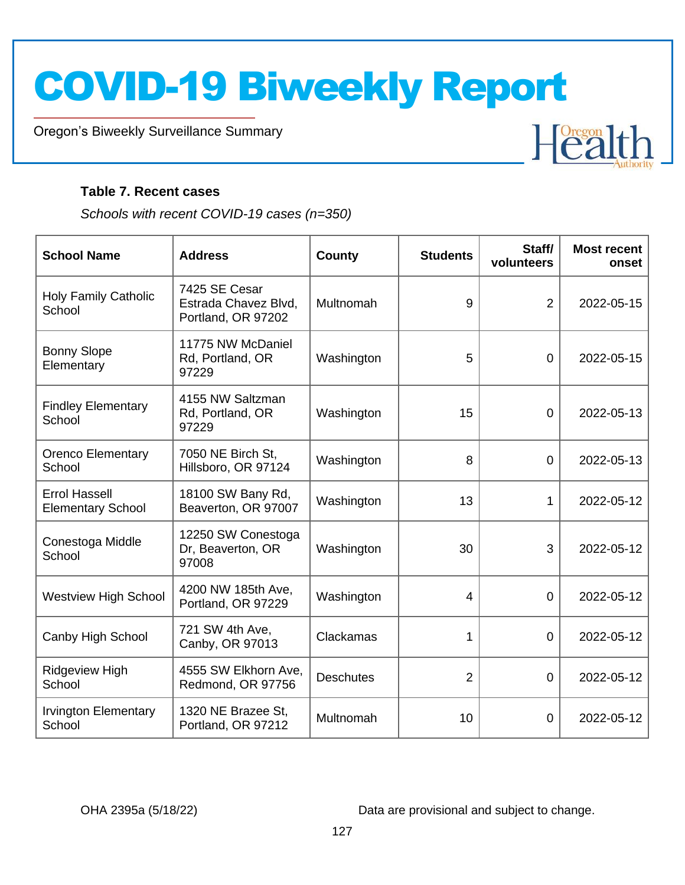# COVID-19 Biweekly Report

Oregon's Biweekly Surveillance Summary

**Table 7. Recent cases**

*Schools with recent COVID-19 cases (n=350)*

| School Name | Address | County | Students | Staff/ volunteers | Most recent onset |
|---|---|---|---|---|---|
| Holy Family Catholic School | 7425 SE Cesar Estrada Chavez Blvd, Portland, OR 97202 | Multnomah | 9 | 2 | 2022-05-15 |
| Bonny Slope Elementary | 11775 NW McDaniel Rd, Portland, OR 97229 | Washington | 5 | 0 | 2022-05-15 |
| Findley Elementary School | 4155 NW Saltzman Rd, Portland, OR 97229 | Washington | 15 | 0 | 2022-05-13 |
| Orenco Elementary School | 7050 NE Birch St, Hillsboro, OR 97124 | Washington | 8 | 0 | 2022-05-13 |
| Errol Hassell Elementary School | 18100 SW Bany Rd, Beaverton, OR 97007 | Washington | 13 | 1 | 2022-05-12 |
| Conestoga Middle School | 12250 SW Conestoga Dr, Beaverton, OR 97008 | Washington | 30 | 3 | 2022-05-12 |
| Westview High School | 4200 NW 185th Ave, Portland, OR 97229 | Washington | 4 | 0 | 2022-05-12 |
| Canby High School | 721 SW 4th Ave, Canby, OR 97013 | Clackamas | 1 | 0 | 2022-05-12 |
| Ridgeview High School | 4555 SW Elkhorn Ave, Redmond, OR 97756 | Deschutes | 2 | 0 | 2022-05-12 |
| Irvington Elementary School | 1320 NE Brazee St, Portland, OR 97212 | Multnomah | 10 | 0 | 2022-05-12 |

OHA 2395a (5/18/22)

Data are provisional and subject to change.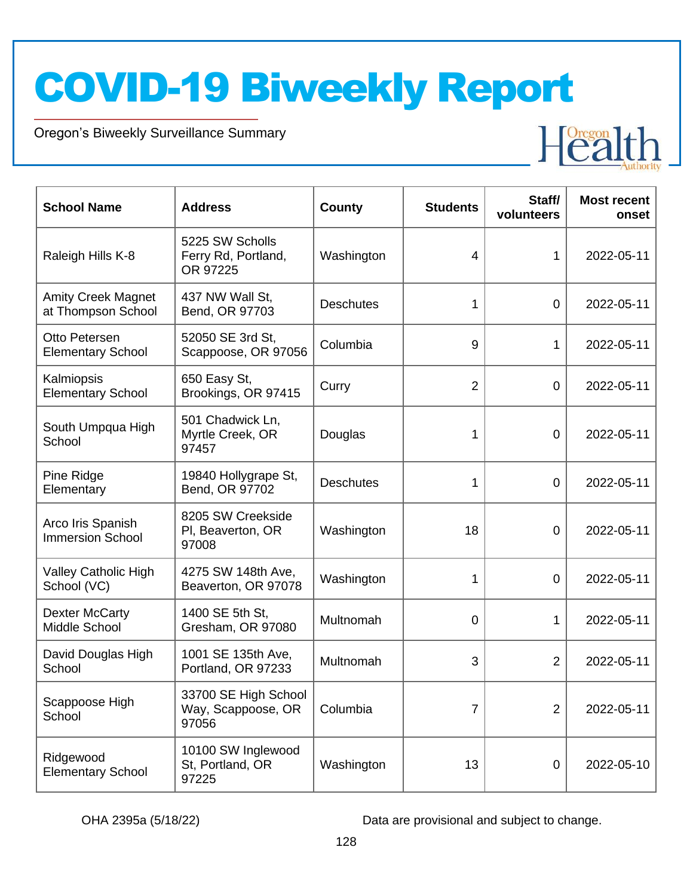# COVID-19 Biweekly Report

Oregon's Biweekly Surveillance Summary

| School Name | Address | County | Students | Staff/ volunteers | Most recent onset |
|---|---|---|---|---|---|
| Raleigh Hills K-8 | 5225 SW Scholls Ferry Rd, Portland, OR 97225 | Washington | 4 | 1 | 2022-05-11 |
| Amity Creek Magnet at Thompson School | 437 NW Wall St, Bend, OR 97703 | Deschutes | 1 | 0 | 2022-05-11 |
| Otto Petersen Elementary School | 52050 SE 3rd St, Scappoose, OR 97056 | Columbia | 9 | 1 | 2022-05-11 |
| Kalmiopsis Elementary School | 650 Easy St, Brookings, OR 97415 | Curry | 2 | 0 | 2022-05-11 |
| South Umpqua High School | 501 Chadwick Ln, Myrtle Creek, OR 97457 | Douglas | 1 | 0 | 2022-05-11 |
| Pine Ridge Elementary | 19840 Hollygrape St, Bend, OR 97702 | Deschutes | 1 | 0 | 2022-05-11 |
| Arco Iris Spanish Immersion School | 8205 SW Creekside Pl, Beaverton, OR 97008 | Washington | 18 | 0 | 2022-05-11 |
| Valley Catholic High School (VC) | 4275 SW 148th Ave, Beaverton, OR 97078 | Washington | 1 | 0 | 2022-05-11 |
| Dexter McCarty Middle School | 1400 SE 5th St, Gresham, OR 97080 | Multnomah | 0 | 1 | 2022-05-11 |
| David Douglas High School | 1001 SE 135th Ave, Portland, OR 97233 | Multnomah | 3 | 2 | 2022-05-11 |
| Scappoose High School | 33700 SE High School Way, Scappoose, OR 97056 | Columbia | 7 | 2 | 2022-05-11 |
| Ridgewood Elementary School | 10100 SW Inglewood St, Portland, OR 97225 | Washington | 13 | 0 | 2022-05-10 |

OHA 2395a (5/18/22)

Data are provisional and subject to change.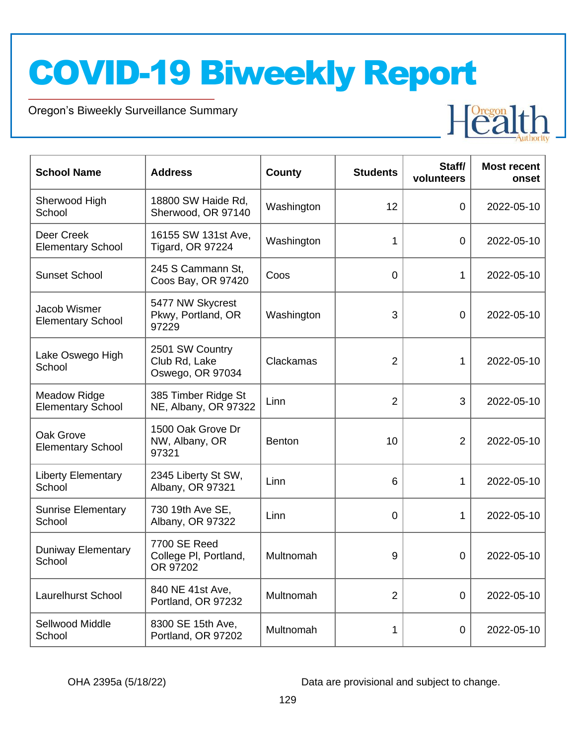# COVID-19 Biweekly Report

Oregon's Biweekly Surveillance Summary

| School Name | Address | County | Students | Staff/ volunteers | Most recent onset |
|---|---|---|---|---|---|
| Sherwood High School | 18800 SW Haide Rd, Sherwood, OR 97140 | Washington | 12 | 0 | 2022-05-10 |
| Deer Creek Elementary School | 16155 SW 131st Ave, Tigard, OR 97224 | Washington | 1 | 0 | 2022-05-10 |
| Sunset School | 245 S Cammann St, Coos Bay, OR 97420 | Coos | 0 | 1 | 2022-05-10 |
| Jacob Wismer Elementary School | 5477 NW Skycrest Pkwy, Portland, OR 97229 | Washington | 3 | 0 | 2022-05-10 |
| Lake Oswego High School | 2501 SW Country Club Rd, Lake Oswego, OR 97034 | Clackamas | 2 | 1 | 2022-05-10 |
| Meadow Ridge Elementary School | 385 Timber Ridge St NE, Albany, OR 97322 | Linn | 2 | 3 | 2022-05-10 |
| Oak Grove Elementary School | 1500 Oak Grove Dr NW, Albany, OR 97321 | Benton | 10 | 2 | 2022-05-10 |
| Liberty Elementary School | 2345 Liberty St SW, Albany, OR 97321 | Linn | 6 | 1 | 2022-05-10 |
| Sunrise Elementary School | 730 19th Ave SE, Albany, OR 97322 | Linn | 0 | 1 | 2022-05-10 |
| Duniway Elementary School | 7700 SE Reed College Pl, Portland, OR 97202 | Multnomah | 9 | 0 | 2022-05-10 |
| Laurelhurst School | 840 NE 41st Ave, Portland, OR 97232 | Multnomah | 2 | 0 | 2022-05-10 |
| Sellwood Middle School | 8300 SE 15th Ave, Portland, OR 97202 | Multnomah | 1 | 0 | 2022-05-10 |

OHA 2395a (5/18/22)

Data are provisional and subject to change.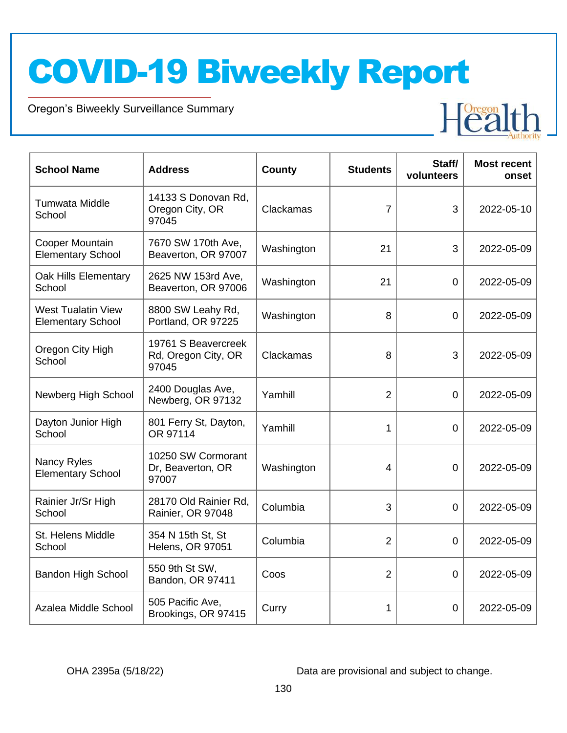# COVID-19 Biweekly Report

Oregon's Biweekly Surveillance Summary

| School Name | Address | County | Students | Staff/ volunteers | Most recent onset |
|---|---|---|---|---|---|
| Tumwata Middle School | 14133 S Donovan Rd, Oregon City, OR 97045 | Clackamas | 7 | 3 | 2022-05-10 |
| Cooper Mountain Elementary School | 7670 SW 170th Ave, Beaverton, OR 97007 | Washington | 21 | 3 | 2022-05-09 |
| Oak Hills Elementary School | 2625 NW 153rd Ave, Beaverton, OR 97006 | Washington | 21 | 0 | 2022-05-09 |
| West Tualatin View Elementary School | 8800 SW Leahy Rd, Portland, OR 97225 | Washington | 8 | 0 | 2022-05-09 |
| Oregon City High School | 19761 S Beavercreek Rd, Oregon City, OR 97045 | Clackamas | 8 | 3 | 2022-05-09 |
| Newberg High School | 2400 Douglas Ave, Newberg, OR 97132 | Yamhill | 2 | 0 | 2022-05-09 |
| Dayton Junior High School | 801 Ferry St, Dayton, OR 97114 | Yamhill | 1 | 0 | 2022-05-09 |
| Nancy Ryles Elementary School | 10250 SW Cormorant Dr, Beaverton, OR 97007 | Washington | 4 | 0 | 2022-05-09 |
| Rainier Jr/Sr High School | 28170 Old Rainier Rd, Rainier, OR 97048 | Columbia | 3 | 0 | 2022-05-09 |
| St. Helens Middle School | 354 N 15th St, St Helens, OR 97051 | Columbia | 2 | 0 | 2022-05-09 |
| Bandon High School | 550 9th St SW, Bandon, OR 97411 | Coos | 2 | 0 | 2022-05-09 |
| Azalea Middle School | 505 Pacific Ave, Brookings, OR 97415 | Curry | 1 | 0 | 2022-05-09 |

OHA 2395a (5/18/22)

Data are provisional and subject to change.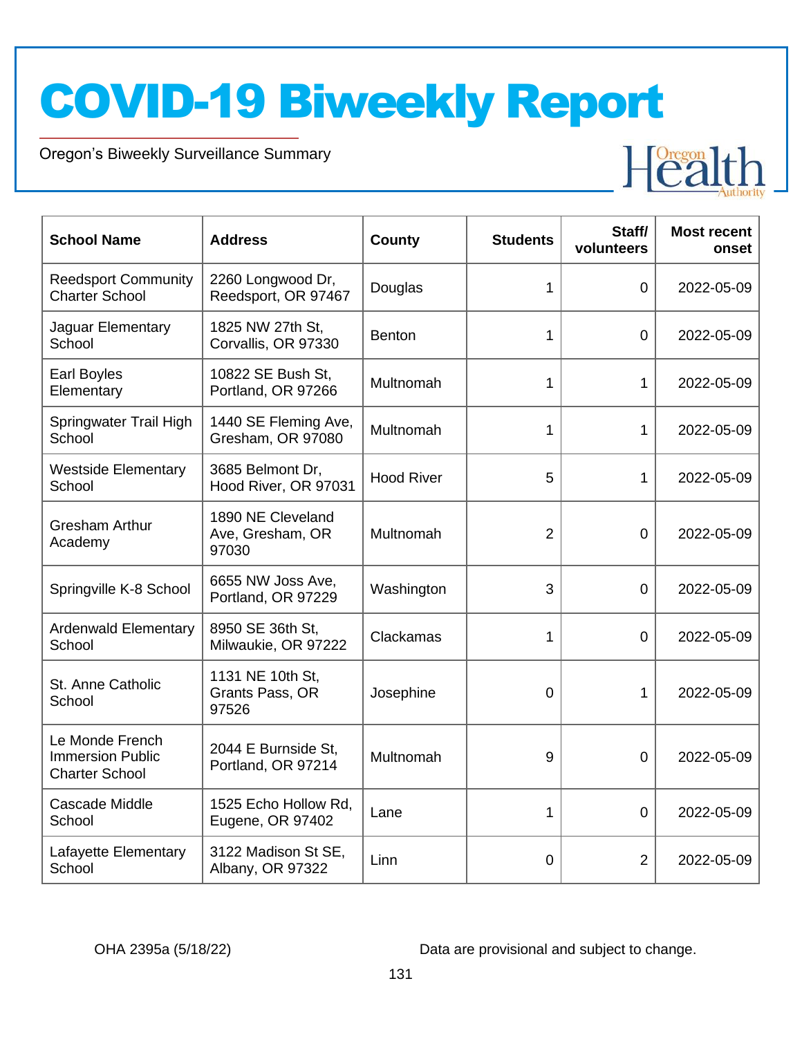# COVID-19 Biweekly Report

Oregon's Biweekly Surveillance Summary

| School Name | Address | County | Students | Staff/ volunteers | Most recent onset |
|---|---|---|---|---|---|
| Reedsport Community Charter School | 2260 Longwood Dr, Reedsport, OR 97467 | Douglas | 1 | 0 | 2022-05-09 |
| Jaguar Elementary School | 1825 NW 27th St, Corvallis, OR 97330 | Benton | 1 | 0 | 2022-05-09 |
| Earl Boyles Elementary | 10822 SE Bush St, Portland, OR 97266 | Multnomah | 1 | 1 | 2022-05-09 |
| Springwater Trail High School | 1440 SE Fleming Ave, Gresham, OR 97080 | Multnomah | 1 | 1 | 2022-05-09 |
| Westside Elementary School | 3685 Belmont Dr, Hood River, OR 97031 | Hood River | 5 | 1 | 2022-05-09 |
| Gresham Arthur Academy | 1890 NE Cleveland Ave, Gresham, OR 97030 | Multnomah | 2 | 0 | 2022-05-09 |
| Springville K-8 School | 6655 NW Joss Ave, Portland, OR 97229 | Washington | 3 | 0 | 2022-05-09 |
| Ardenwald Elementary School | 8950 SE 36th St, Milwaukie, OR 97222 | Clackamas | 1 | 0 | 2022-05-09 |
| St. Anne Catholic School | 1131 NE 10th St, Grants Pass, OR 97526 | Josephine | 0 | 1 | 2022-05-09 |
| Le Monde French Immersion Public Charter School | 2044 E Burnside St, Portland, OR 97214 | Multnomah | 9 | 0 | 2022-05-09 |
| Cascade Middle School | 1525 Echo Hollow Rd, Eugene, OR 97402 | Lane | 1 | 0 | 2022-05-09 |
| Lafayette Elementary School | 3122 Madison St SE, Albany, OR 97322 | Linn | 0 | 2 | 2022-05-09 |

OHA 2395a (5/18/22)

Data are provisional and subject to change.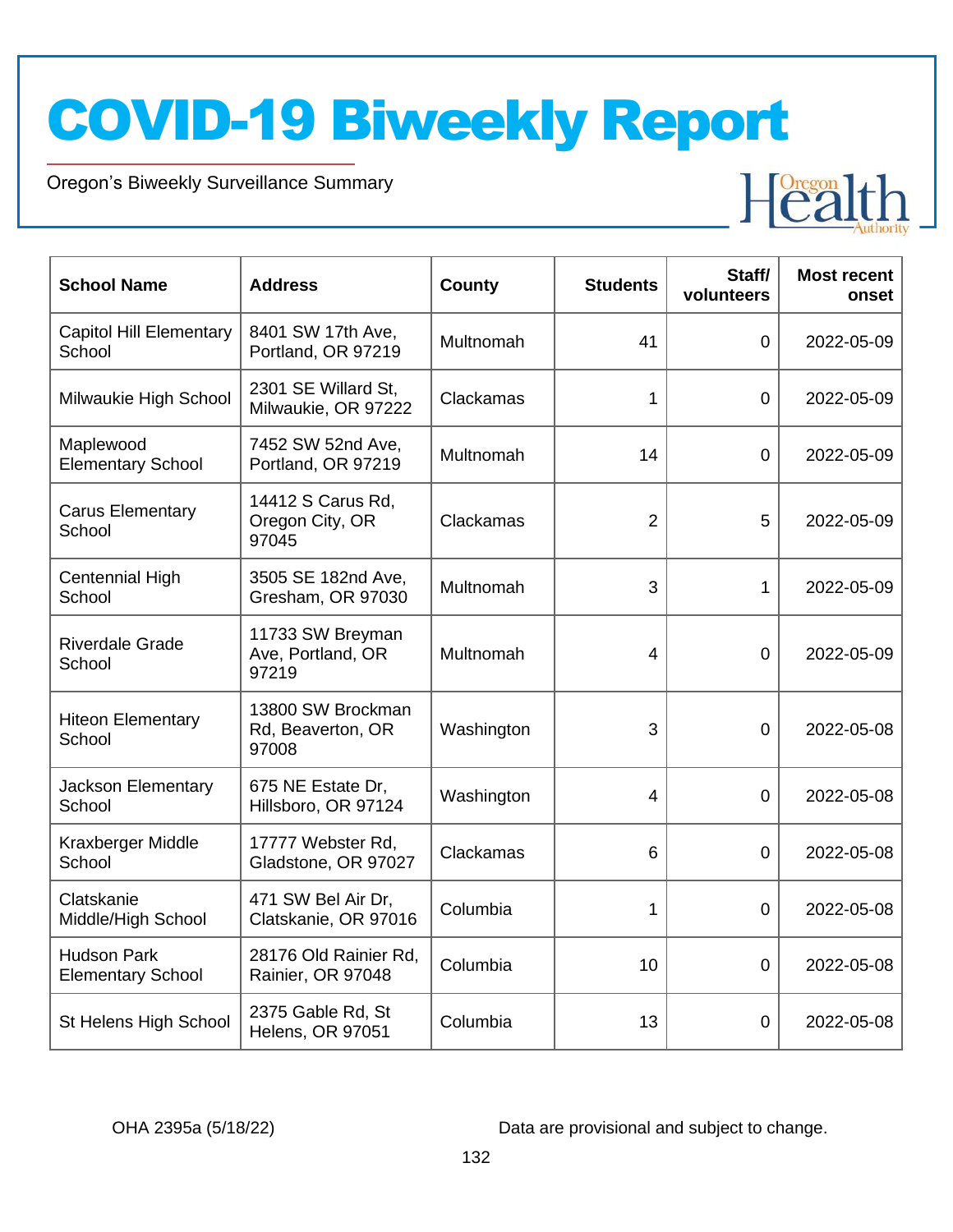# COVID-19 Biweekly Report

Oregon's Biweekly Surveillance Summary

| School Name | Address | County | Students | Staff/ volunteers | Most recent onset |
|---|---|---|---|---|---|
| Capitol Hill Elementary School | 8401 SW 17th Ave, Portland, OR 97219 | Multnomah | 41 | 0 | 2022-05-09 |
| Milwaukie High School | 2301 SE Willard St, Milwaukie, OR 97222 | Clackamas | 1 | 0 | 2022-05-09 |
| Maplewood Elementary School | 7452 SW 52nd Ave, Portland, OR 97219 | Multnomah | 14 | 0 | 2022-05-09 |
| Carus Elementary School | 14412 S Carus Rd, Oregon City, OR 97045 | Clackamas | 2 | 5 | 2022-05-09 |
| Centennial High School | 3505 SE 182nd Ave, Gresham, OR 97030 | Multnomah | 3 | 1 | 2022-05-09 |
| Riverdale Grade School | 11733 SW Breyman Ave, Portland, OR 97219 | Multnomah | 4 | 0 | 2022-05-09 |
| Hiteon Elementary School | 13800 SW Brockman Rd, Beaverton, OR 97008 | Washington | 3 | 0 | 2022-05-08 |
| Jackson Elementary School | 675 NE Estate Dr, Hillsboro, OR 97124 | Washington | 4 | 0 | 2022-05-08 |
| Kraxberger Middle School | 17777 Webster Rd, Gladstone, OR 97027 | Clackamas | 6 | 0 | 2022-05-08 |
| Clatskanie Middle/High School | 471 SW Bel Air Dr, Clatskanie, OR 97016 | Columbia | 1 | 0 | 2022-05-08 |
| Hudson Park Elementary School | 28176 Old Rainier Rd, Rainier, OR 97048 | Columbia | 10 | 0 | 2022-05-08 |
| St Helens High School | 2375 Gable Rd, St Helens, OR 97051 | Columbia | 13 | 0 | 2022-05-08 |

OHA 2395a (5/18/22)

Data are provisional and subject to change.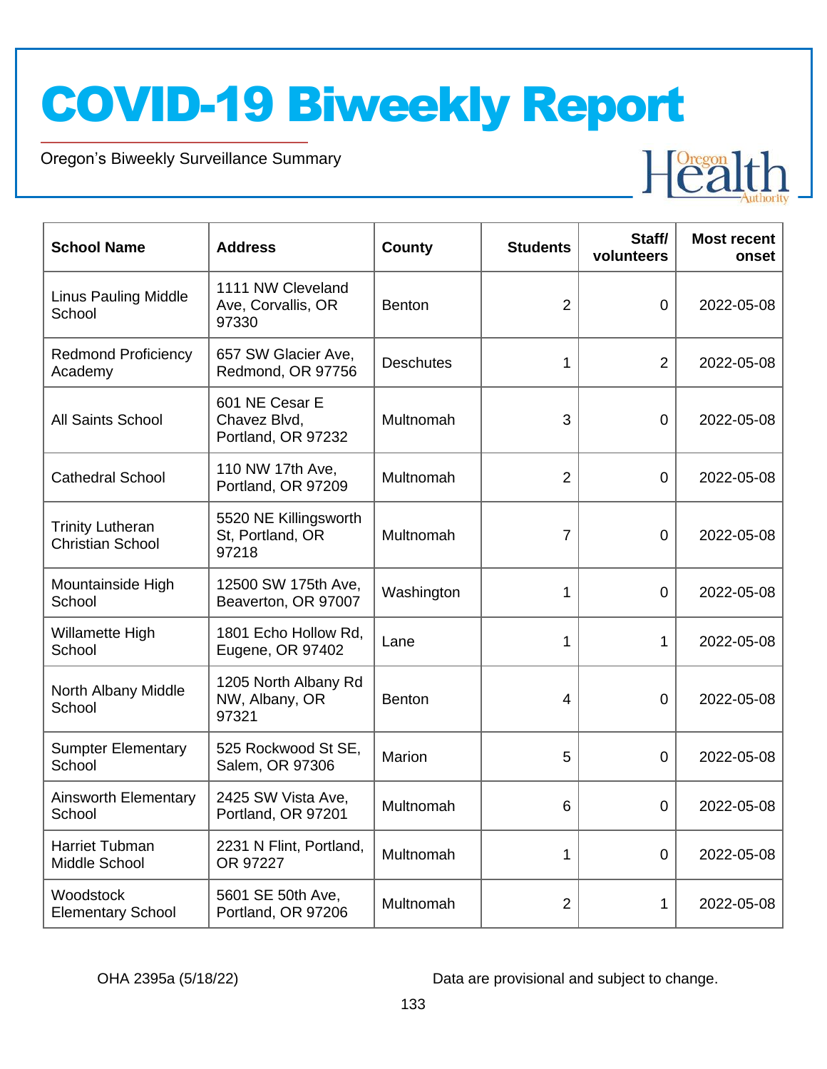# COVID-19 Biweekly Report

Oregon's Biweekly Surveillance Summary

| School Name | Address | County | Students | Staff/ volunteers | Most recent onset |
|---|---|---|---|---|---|
| Linus Pauling Middle School | 1111 NW Cleveland Ave, Corvallis, OR 97330 | Benton | 2 | 0 | 2022-05-08 |
| Redmond Proficiency Academy | 657 SW Glacier Ave, Redmond, OR 97756 | Deschutes | 1 | 2 | 2022-05-08 |
| All Saints School | 601 NE Cesar E Chavez Blvd, Portland, OR 97232 | Multnomah | 3 | 0 | 2022-05-08 |
| Cathedral School | 110 NW 17th Ave, Portland, OR 97209 | Multnomah | 2 | 0 | 2022-05-08 |
| Trinity Lutheran Christian School | 5520 NE Killingsworth St, Portland, OR 97218 | Multnomah | 7 | 0 | 2022-05-08 |
| Mountainside High School | 12500 SW 175th Ave, Beaverton, OR 97007 | Washington | 1 | 0 | 2022-05-08 |
| Willamette High School | 1801 Echo Hollow Rd, Eugene, OR 97402 | Lane | 1 | 1 | 2022-05-08 |
| North Albany Middle School | 1205 North Albany Rd NW, Albany, OR 97321 | Benton | 4 | 0 | 2022-05-08 |
| Sumpter Elementary School | 525 Rockwood St SE, Salem, OR 97306 | Marion | 5 | 0 | 2022-05-08 |
| Ainsworth Elementary School | 2425 SW Vista Ave, Portland, OR 97201 | Multnomah | 6 | 0 | 2022-05-08 |
| Harriet Tubman Middle School | 2231 N Flint, Portland, OR 97227 | Multnomah | 1 | 0 | 2022-05-08 |
| Woodstock Elementary School | 5601 SE 50th Ave, Portland, OR 97206 | Multnomah | 2 | 1 | 2022-05-08 |

OHA 2395a (5/18/22)

Data are provisional and subject to change.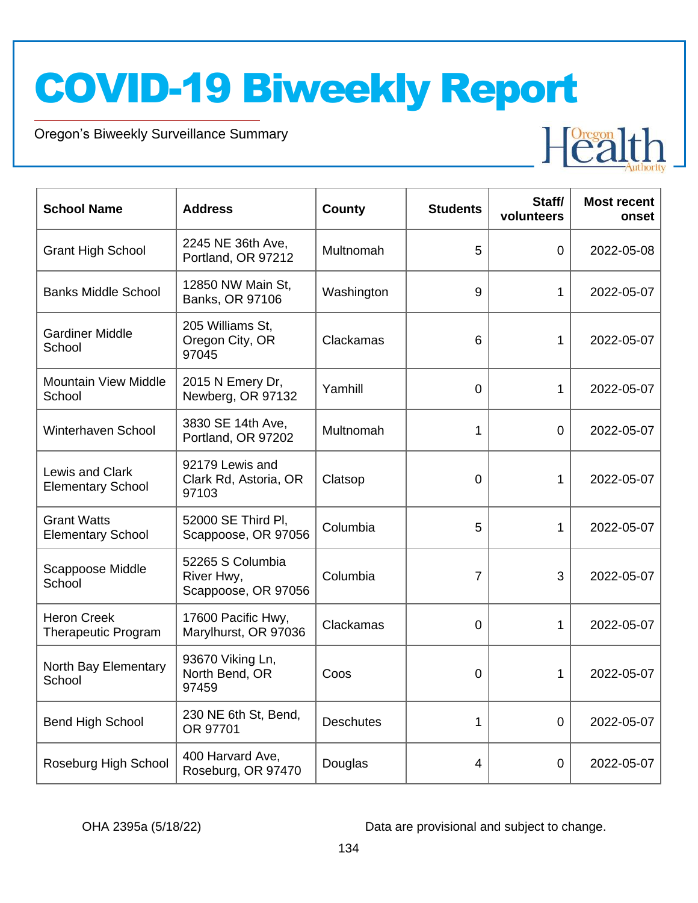# COVID-19 Biweekly Report

Oregon's Biweekly Surveillance Summary

| School Name | Address | County | Students | Staff/ volunteers | Most recent onset |
|---|---|---|---|---|---|
| Grant High School | 2245 NE 36th Ave, Portland, OR 97212 | Multnomah | 5 | 0 | 2022-05-08 |
| Banks Middle School | 12850 NW Main St, Banks, OR 97106 | Washington | 9 | 1 | 2022-05-07 |
| Gardiner Middle School | 205 Williams St, Oregon City, OR 97045 | Clackamas | 6 | 1 | 2022-05-07 |
| Mountain View Middle School | 2015 N Emery Dr, Newberg, OR 97132 | Yamhill | 0 | 1 | 2022-05-07 |
| Winterhaven School | 3830 SE 14th Ave, Portland, OR 97202 | Multnomah | 1 | 0 | 2022-05-07 |
| Lewis and Clark Elementary School | 92179 Lewis and Clark Rd, Astoria, OR 97103 | Clatsop | 0 | 1 | 2022-05-07 |
| Grant Watts Elementary School | 52000 SE Third Pl, Scappoose, OR 97056 | Columbia | 5 | 1 | 2022-05-07 |
| Scappoose Middle School | 52265 S Columbia River Hwy, Scappoose, OR 97056 | Columbia | 7 | 3 | 2022-05-07 |
| Heron Creek Therapeutic Program | 17600 Pacific Hwy, Marylhurst, OR 97036 | Clackamas | 0 | 1 | 2022-05-07 |
| North Bay Elementary School | 93670 Viking Ln, North Bend, OR 97459 | Coos | 0 | 1 | 2022-05-07 |
| Bend High School | 230 NE 6th St, Bend, OR 97701 | Deschutes | 1 | 0 | 2022-05-07 |
| Roseburg High School | 400 Harvard Ave, Roseburg, OR 97470 | Douglas | 4 | 0 | 2022-05-07 |

OHA 2395a (5/18/22)

Data are provisional and subject to change.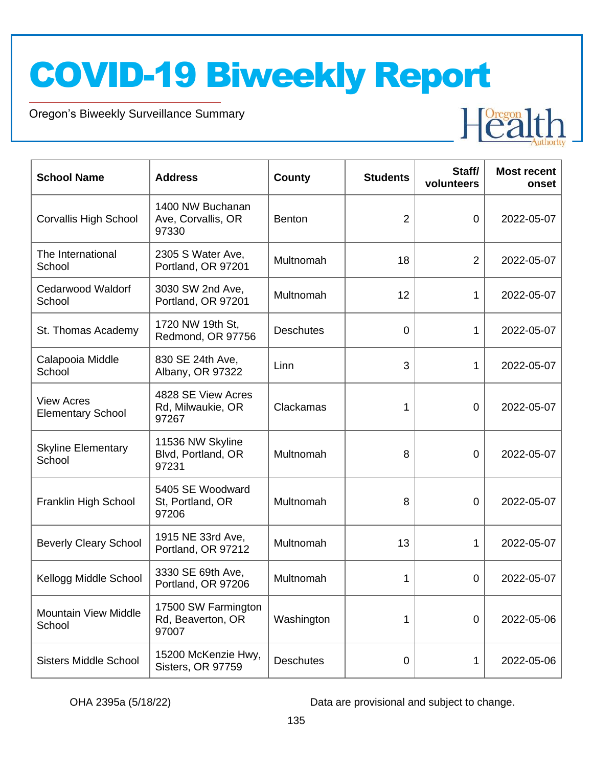| School Name | Address | County | Students | Staff/ volunteers | Most recent onset |
|---|---|---|---|---|---|
| Corvallis High School | 1400 NW Buchanan Ave, Corvallis, OR 97330 | Benton | 2 | 0 | 2022-05-07 |
| The International School | 2305 S Water Ave, Portland, OR 97201 | Multnomah | 18 | 2 | 2022-05-07 |
| Cedarwood Waldorf School | 3030 SW 2nd Ave, Portland, OR 97201 | Multnomah | 12 | 1 | 2022-05-07 |
| St. Thomas Academy | 1720 NW 19th St, Redmond, OR 97756 | Deschutes | 0 | 1 | 2022-05-07 |
| Calapooia Middle School | 830 SE 24th Ave, Albany, OR 97322 | Linn | 3 | 1 | 2022-05-07 |
| View Acres Elementary School | 4828 SE View Acres Rd, Milwaukie, OR 97267 | Clackamas | 1 | 0 | 2022-05-07 |
| Skyline Elementary School | 11536 NW Skyline Blvd, Portland, OR 97231 | Multnomah | 8 | 0 | 2022-05-07 |
| Franklin High School | 5405 SE Woodward St, Portland, OR 97206 | Multnomah | 8 | 0 | 2022-05-07 |
| Beverly Cleary School | 1915 NE 33rd Ave, Portland, OR 97212 | Multnomah | 13 | 1 | 2022-05-07 |
| Kellogg Middle School | 3330 SE 69th Ave, Portland, OR 97206 | Multnomah | 1 | 0 | 2022-05-07 |
| Mountain View Middle School | 17500 SW Farmington Rd, Beaverton, OR 97007 | Washington | 1 | 0 | 2022-05-06 |
| Sisters Middle School | 15200 McKenzie Hwy, Sisters, OR 97759 | Deschutes | 0 | 1 | 2022-05-06 |

OHA 2395a (5/18/22)

Data are provisional and subject to change.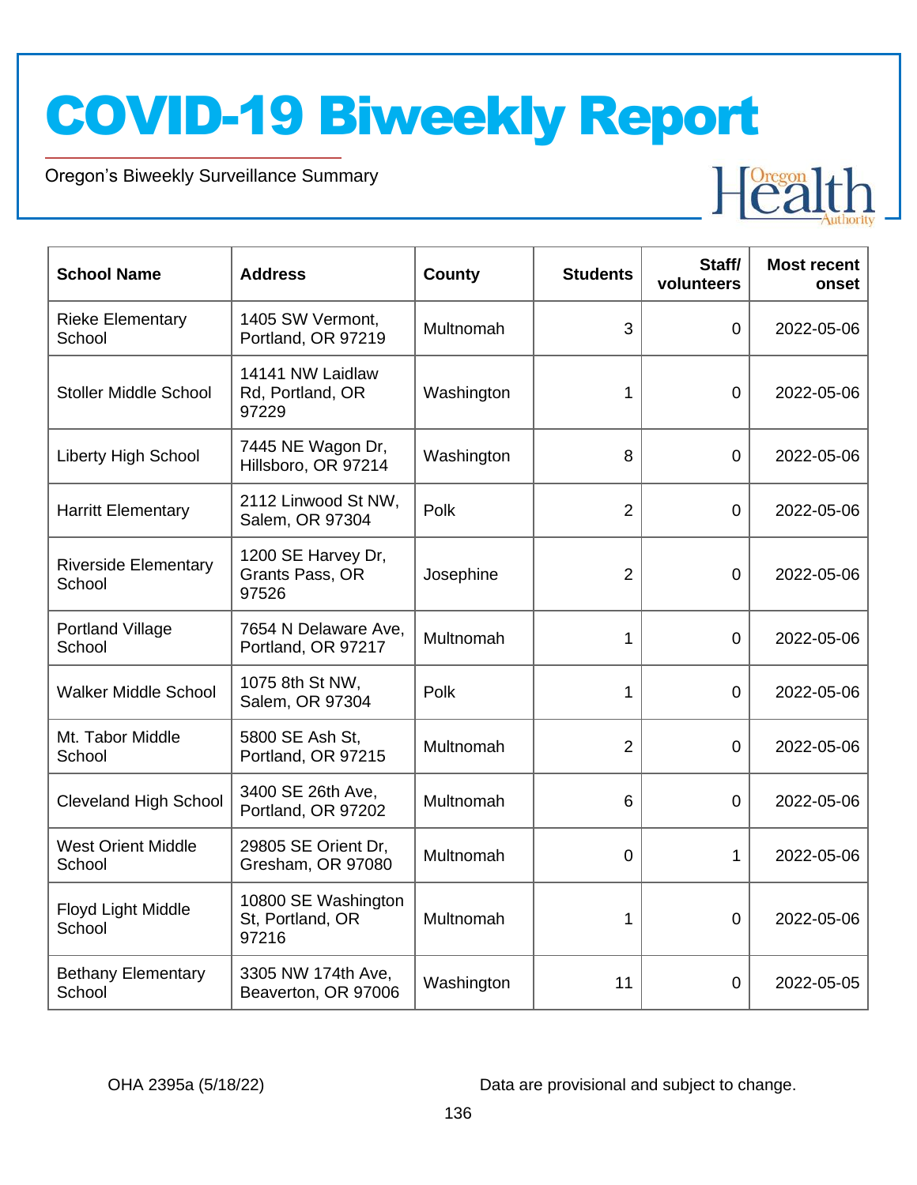# COVID-19 Biweekly Report

Oregon's Biweekly Surveillance Summary

| School Name | Address | County | Students | Staff/ volunteers | Most recent onset |
|---|---|---|---|---|---|
| Rieke Elementary School | 1405 SW Vermont, Portland, OR 97219 | Multnomah | 3 | 0 | 2022-05-06 |
| Stoller Middle School | 14141 NW Laidlaw Rd, Portland, OR 97229 | Washington | 1 | 0 | 2022-05-06 |
| Liberty High School | 7445 NE Wagon Dr, Hillsboro, OR 97214 | Washington | 8 | 0 | 2022-05-06 |
| Harritt Elementary | 2112 Linwood St NW, Salem, OR 97304 | Polk | 2 | 0 | 2022-05-06 |
| Riverside Elementary School | 1200 SE Harvey Dr, Grants Pass, OR 97526 | Josephine | 2 | 0 | 2022-05-06 |
| Portland Village School | 7654 N Delaware Ave, Portland, OR 97217 | Multnomah | 1 | 0 | 2022-05-06 |
| Walker Middle School | 1075 8th St NW, Salem, OR 97304 | Polk | 1 | 0 | 2022-05-06 |
| Mt. Tabor Middle School | 5800 SE Ash St, Portland, OR 97215 | Multnomah | 2 | 0 | 2022-05-06 |
| Cleveland High School | 3400 SE 26th Ave, Portland, OR 97202 | Multnomah | 6 | 0 | 2022-05-06 |
| West Orient Middle School | 29805 SE Orient Dr, Gresham, OR 97080 | Multnomah | 0 | 1 | 2022-05-06 |
| Floyd Light Middle School | 10800 SE Washington St, Portland, OR 97216 | Multnomah | 1 | 0 | 2022-05-06 |
| Bethany Elementary School | 3305 NW 174th Ave, Beaverton, OR 97006 | Washington | 11 | 0 | 2022-05-05 |

OHA 2395a (5/18/22)

Data are provisional and subject to change.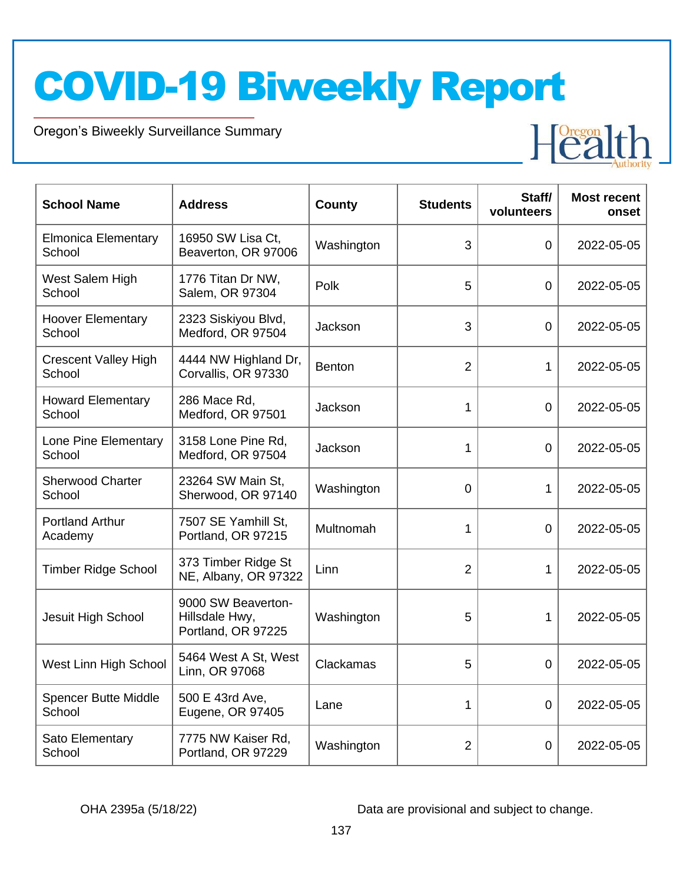# COVID-19 Biweekly Report

Oregon's Biweekly Surveillance Summary

| School Name | Address | County | Students | Staff/ volunteers | Most recent onset |
|---|---|---|---|---|---|
| Elmonica Elementary School | 16950 SW Lisa Ct, Beaverton, OR 97006 | Washington | 3 | 0 | 2022-05-05 |
| West Salem High School | 1776 Titan Dr NW, Salem, OR 97304 | Polk | 5 | 0 | 2022-05-05 |
| Hoover Elementary School | 2323 Siskiyou Blvd, Medford, OR 97504 | Jackson | 3 | 0 | 2022-05-05 |
| Crescent Valley High School | 4444 NW Highland Dr, Corvallis, OR 97330 | Benton | 2 | 1 | 2022-05-05 |
| Howard Elementary School | 286 Mace Rd, Medford, OR 97501 | Jackson | 1 | 0 | 2022-05-05 |
| Lone Pine Elementary School | 3158 Lone Pine Rd, Medford, OR 97504 | Jackson | 1 | 0 | 2022-05-05 |
| Sherwood Charter School | 23264 SW Main St, Sherwood, OR 97140 | Washington | 0 | 1 | 2022-05-05 |
| Portland Arthur Academy | 7507 SE Yamhill St, Portland, OR 97215 | Multnomah | 1 | 0 | 2022-05-05 |
| Timber Ridge School | 373 Timber Ridge St NE, Albany, OR 97322 | Linn | 2 | 1 | 2022-05-05 |
| Jesuit High School | 9000 SW Beaverton-Hillsdale Hwy, Portland, OR 97225 | Washington | 5 | 1 | 2022-05-05 |
| West Linn High School | 5464 West A St, West Linn, OR 97068 | Clackamas | 5 | 0 | 2022-05-05 |
| Spencer Butte Middle School | 500 E 43rd Ave, Eugene, OR 97405 | Lane | 1 | 0 | 2022-05-05 |
| Sato Elementary School | 7775 NW Kaiser Rd, Portland, OR 97229 | Washington | 2 | 0 | 2022-05-05 |

OHA 2395a (5/18/22)

Data are provisional and subject to change.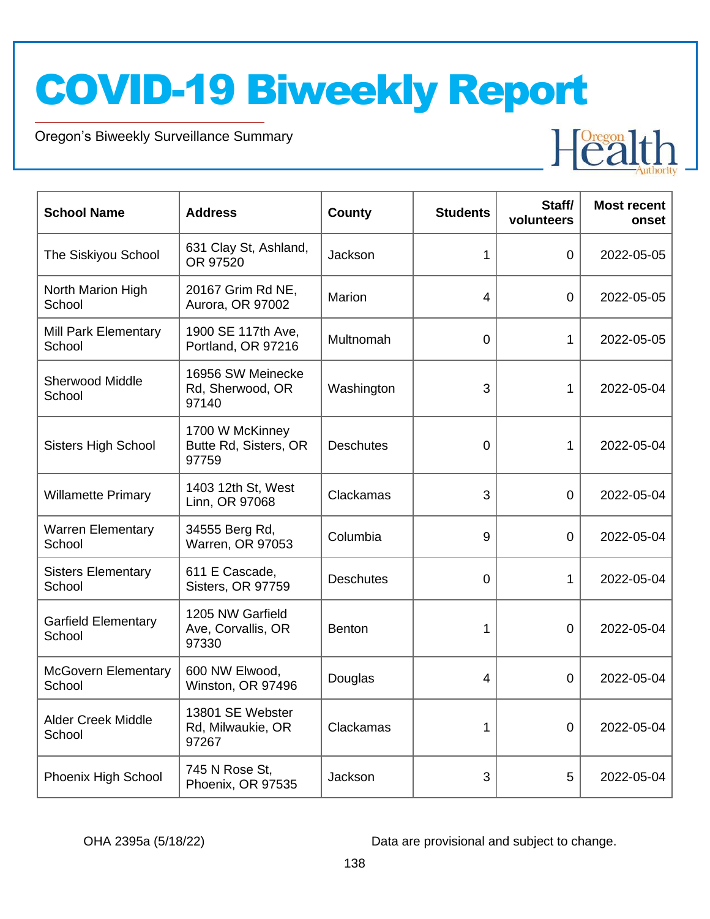# COVID-19 Biweekly Report

Oregon's Biweekly Surveillance Summary

| School Name | Address | County | Students | Staff/ volunteers | Most recent onset |
|---|---|---|---|---|---|
| The Siskiyou School | 631 Clay St, Ashland, OR 97520 | Jackson | 1 | 0 | 2022-05-05 |
| North Marion High School | 20167 Grim Rd NE, Aurora, OR 97002 | Marion | 4 | 0 | 2022-05-05 |
| Mill Park Elementary School | 1900 SE 117th Ave, Portland, OR 97216 | Multnomah | 0 | 1 | 2022-05-05 |
| Sherwood Middle School | 16956 SW Meinecke Rd, Sherwood, OR 97140 | Washington | 3 | 1 | 2022-05-04 |
| Sisters High School | 1700 W McKinney Butte Rd, Sisters, OR 97759 | Deschutes | 0 | 1 | 2022-05-04 |
| Willamette Primary | 1403 12th St, West Linn, OR 97068 | Clackamas | 3 | 0 | 2022-05-04 |
| Warren Elementary School | 34555 Berg Rd, Warren, OR 97053 | Columbia | 9 | 0 | 2022-05-04 |
| Sisters Elementary School | 611 E Cascade, Sisters, OR 97759 | Deschutes | 0 | 1 | 2022-05-04 |
| Garfield Elementary School | 1205 NW Garfield Ave, Corvallis, OR 97330 | Benton | 1 | 0 | 2022-05-04 |
| McGovern Elementary School | 600 NW Elwood, Winston, OR 97496 | Douglas | 4 | 0 | 2022-05-04 |
| Alder Creek Middle School | 13801 SE Webster Rd, Milwaukie, OR 97267 | Clackamas | 1 | 0 | 2022-05-04 |
| Phoenix High School | 745 N Rose St, Phoenix, OR 97535 | Jackson | 3 | 5 | 2022-05-04 |

OHA 2395a (5/18/22)

Data are provisional and subject to change.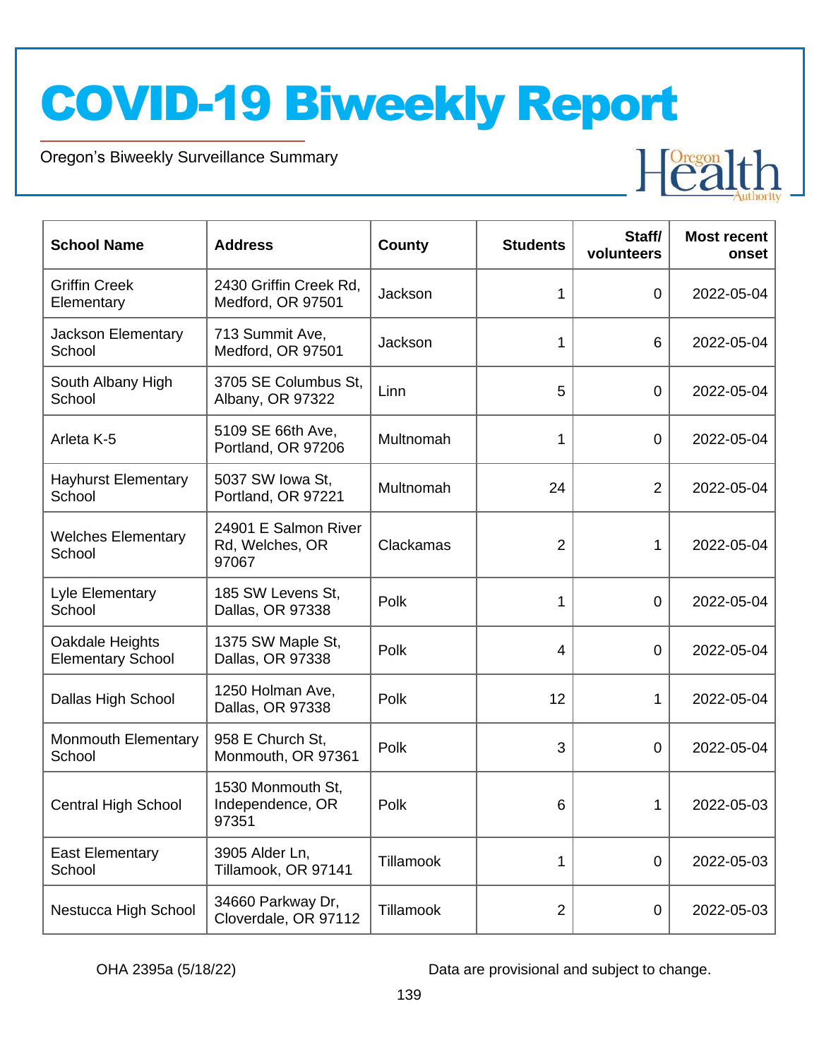# COVID-19 Biweekly Report

Oregon's Biweekly Surveillance Summary

| School Name | Address | County | Students | Staff/ volunteers | Most recent onset |
|---|---|---|---|---|---|
| Griffin Creek Elementary | 2430 Griffin Creek Rd, Medford, OR 97501 | Jackson | 1 | 0 | 2022-05-04 |
| Jackson Elementary School | 713 Summit Ave, Medford, OR 97501 | Jackson | 1 | 6 | 2022-05-04 |
| South Albany High School | 3705 SE Columbus St, Albany, OR 97322 | Linn | 5 | 0 | 2022-05-04 |
| Arleta K-5 | 5109 SE 66th Ave, Portland, OR 97206 | Multnomah | 1 | 0 | 2022-05-04 |
| Hayhurst Elementary School | 5037 SW Iowa St, Portland, OR 97221 | Multnomah | 24 | 2 | 2022-05-04 |
| Welches Elementary School | 24901 E Salmon River Rd, Welches, OR 97067 | Clackamas | 2 | 1 | 2022-05-04 |
| Lyle Elementary School | 185 SW Levens St, Dallas, OR 97338 | Polk | 1 | 0 | 2022-05-04 |
| Oakdale Heights Elementary School | 1375 SW Maple St, Dallas, OR 97338 | Polk | 4 | 0 | 2022-05-04 |
| Dallas High School | 1250 Holman Ave, Dallas, OR 97338 | Polk | 12 | 1 | 2022-05-04 |
| Monmouth Elementary School | 958 E Church St, Monmouth, OR 97361 | Polk | 3 | 0 | 2022-05-04 |
| Central High School | 1530 Monmouth St, Independence, OR 97351 | Polk | 6 | 1 | 2022-05-03 |
| East Elementary School | 3905 Alder Ln, Tillamook, OR 97141 | Tillamook | 1 | 0 | 2022-05-03 |
| Nestucca High School | 34660 Parkway Dr, Cloverdale, OR 97112 | Tillamook | 2 | 0 | 2022-05-03 |

OHA 2395a (5/18/22)

Data are provisional and subject to change.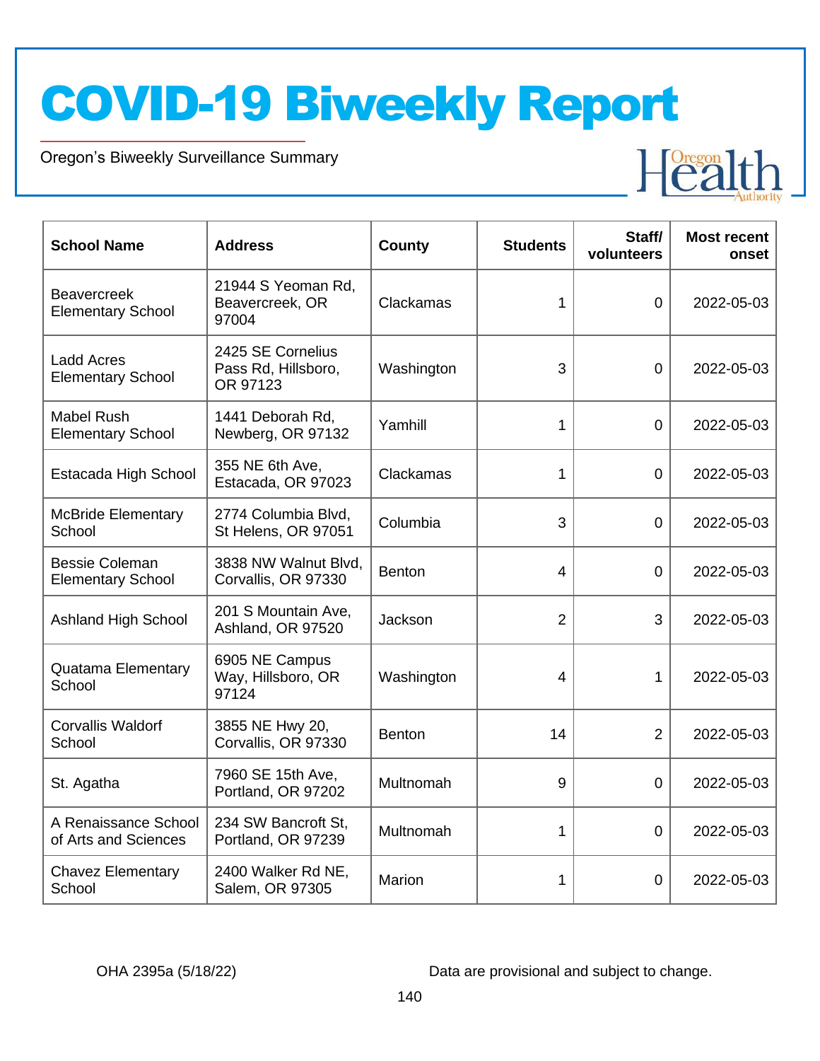# COVID-19 Biweekly Report

Oregon's Biweekly Surveillance Summary

| School Name | Address | County | Students | Staff/ volunteers | Most recent onset |
|---|---|---|---|---|---|
| Beavercreek Elementary School | 21944 S Yeoman Rd, Beavercreek, OR 97004 | Clackamas | 1 | 0 | 2022-05-03 |
| Ladd Acres Elementary School | 2425 SE Cornelius Pass Rd, Hillsboro, OR 97123 | Washington | 3 | 0 | 2022-05-03 |
| Mabel Rush Elementary School | 1441 Deborah Rd, Newberg, OR 97132 | Yamhill | 1 | 0 | 2022-05-03 |
| Estacada High School | 355 NE 6th Ave, Estacada, OR 97023 | Clackamas | 1 | 0 | 2022-05-03 |
| McBride Elementary School | 2774 Columbia Blvd, St Helens, OR 97051 | Columbia | 3 | 0 | 2022-05-03 |
| Bessie Coleman Elementary School | 3838 NW Walnut Blvd, Corvallis, OR 97330 | Benton | 4 | 0 | 2022-05-03 |
| Ashland High School | 201 S Mountain Ave, Ashland, OR 97520 | Jackson | 2 | 3 | 2022-05-03 |
| Quatama Elementary School | 6905 NE Campus Way, Hillsboro, OR 97124 | Washington | 4 | 1 | 2022-05-03 |
| Corvallis Waldorf School | 3855 NE Hwy 20, Corvallis, OR 97330 | Benton | 14 | 2 | 2022-05-03 |
| St. Agatha | 7960 SE 15th Ave, Portland, OR 97202 | Multnomah | 9 | 0 | 2022-05-03 |
| A Renaissance School of Arts and Sciences | 234 SW Bancroft St, Portland, OR 97239 | Multnomah | 1 | 0 | 2022-05-03 |
| Chavez Elementary School | 2400 Walker Rd NE, Salem, OR 97305 | Marion | 1 | 0 | 2022-05-03 |

OHA 2395a (5/18/22)

Data are provisional and subject to change.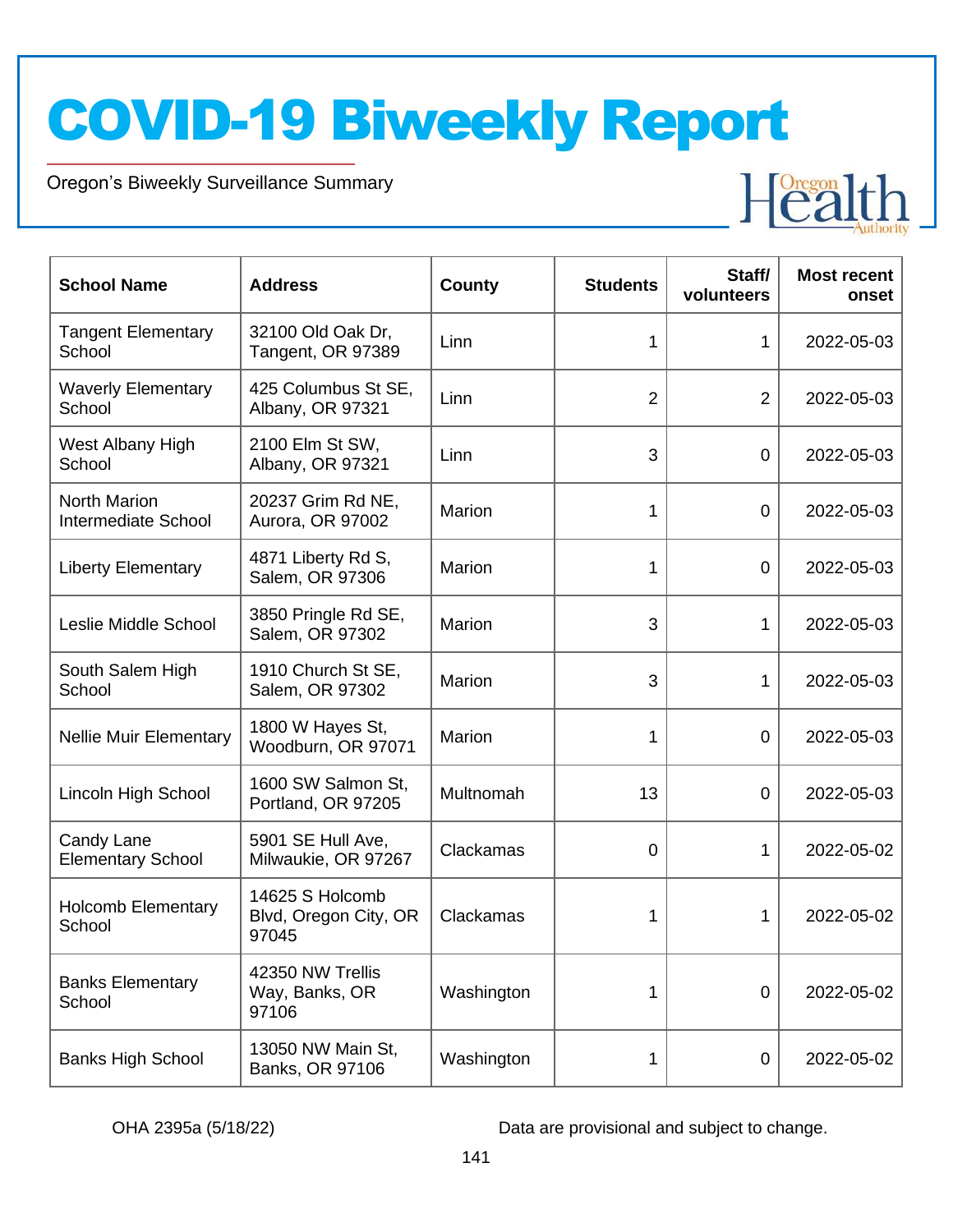# COVID-19 Biweekly Report

Oregon's Biweekly Surveillance Summary

| School Name | Address | County | Students | Staff/ volunteers | Most recent onset |
|---|---|---|---|---|---|
| Tangent Elementary School | 32100 Old Oak Dr, Tangent, OR 97389 | Linn | 1 | 1 | 2022-05-03 |
| Waverly Elementary School | 425 Columbus St SE, Albany, OR 97321 | Linn | 2 | 2 | 2022-05-03 |
| West Albany High School | 2100 Elm St SW, Albany, OR 97321 | Linn | 3 | 0 | 2022-05-03 |
| North Marion Intermediate School | 20237 Grim Rd NE, Aurora, OR 97002 | Marion | 1 | 0 | 2022-05-03 |
| Liberty Elementary | 4871 Liberty Rd S, Salem, OR 97306 | Marion | 1 | 0 | 2022-05-03 |
| Leslie Middle School | 3850 Pringle Rd SE, Salem, OR 97302 | Marion | 3 | 1 | 2022-05-03 |
| South Salem High School | 1910 Church St SE, Salem, OR 97302 | Marion | 3 | 1 | 2022-05-03 |
| Nellie Muir Elementary | 1800 W Hayes St, Woodburn, OR 97071 | Marion | 1 | 0 | 2022-05-03 |
| Lincoln High School | 1600 SW Salmon St, Portland, OR 97205 | Multnomah | 13 | 0 | 2022-05-03 |
| Candy Lane Elementary School | 5901 SE Hull Ave, Milwaukie, OR 97267 | Clackamas | 0 | 1 | 2022-05-02 |
| Holcomb Elementary School | 14625 S Holcomb Blvd, Oregon City, OR 97045 | Clackamas | 1 | 1 | 2022-05-02 |
| Banks Elementary School | 42350 NW Trellis Way, Banks, OR 97106 | Washington | 1 | 0 | 2022-05-02 |
| Banks High School | 13050 NW Main St, Banks, OR 97106 | Washington | 1 | 0 | 2022-05-02 |

OHA 2395a (5/18/22) Data are provisional and subject to change.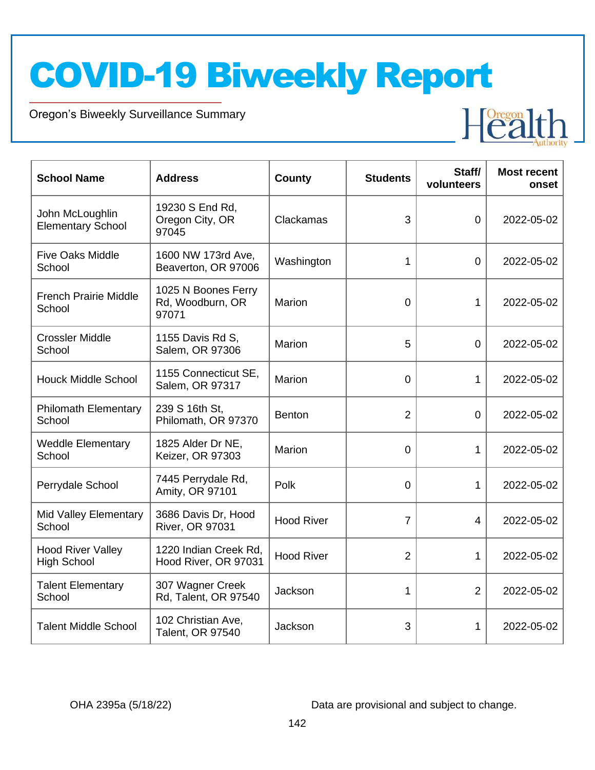# COVID-19 Biweekly Report

Oregon's Biweekly Surveillance Summary

| School Name | Address | County | Students | Staff/ volunteers | Most recent onset |
|---|---|---|---|---|---|
| John McLoughlin Elementary School | 19230 S End Rd, Oregon City, OR 97045 | Clackamas | 3 | 0 | 2022-05-02 |
| Five Oaks Middle School | 1600 NW 173rd Ave, Beaverton, OR 97006 | Washington | 1 | 0 | 2022-05-02 |
| French Prairie Middle School | 1025 N Boones Ferry Rd, Woodburn, OR 97071 | Marion | 0 | 1 | 2022-05-02 |
| Crossler Middle School | 1155 Davis Rd S, Salem, OR 97306 | Marion | 5 | 0 | 2022-05-02 |
| Houck Middle School | 1155 Connecticut SE, Salem, OR 97317 | Marion | 0 | 1 | 2022-05-02 |
| Philomath Elementary School | 239 S 16th St, Philomath, OR 97370 | Benton | 2 | 0 | 2022-05-02 |
| Weddle Elementary School | 1825 Alder Dr NE, Keizer, OR 97303 | Marion | 0 | 1 | 2022-05-02 |
| Perrydale School | 7445 Perrydale Rd, Amity, OR 97101 | Polk | 0 | 1 | 2022-05-02 |
| Mid Valley Elementary School | 3686 Davis Dr, Hood River, OR 97031 | Hood River | 7 | 4 | 2022-05-02 |
| Hood River Valley High School | 1220 Indian Creek Rd, Hood River, OR 97031 | Hood River | 2 | 1 | 2022-05-02 |
| Talent Elementary School | 307 Wagner Creek Rd, Talent, OR 97540 | Jackson | 1 | 2 | 2022-05-02 |
| Talent Middle School | 102 Christian Ave, Talent, OR 97540 | Jackson | 3 | 1 | 2022-05-02 |

OHA 2395a (5/18/22)

Data are provisional and subject to change.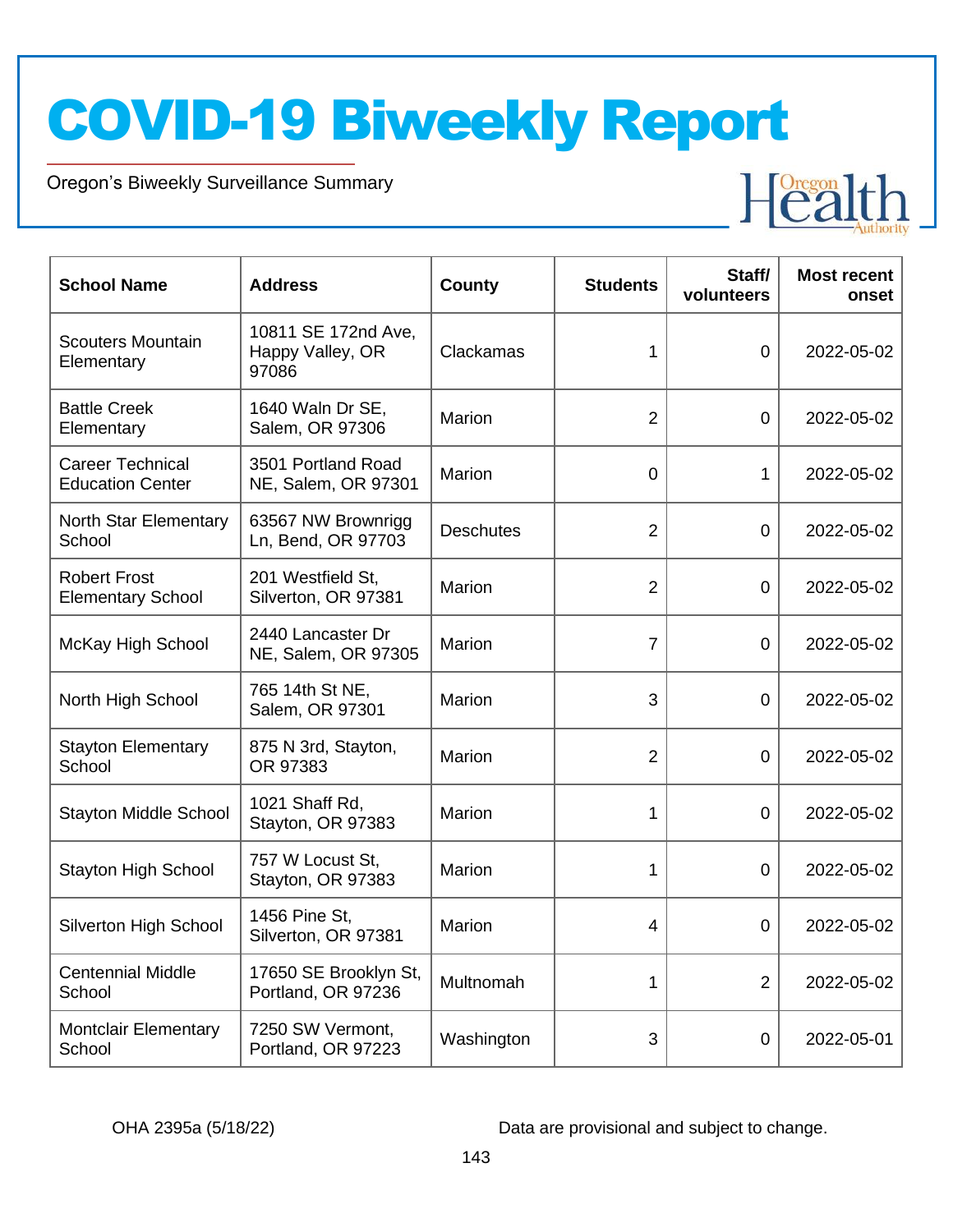# COVID-19 Biweekly Report

Oregon's Biweekly Surveillance Summary

| School Name | Address | County | Students | Staff/ volunteers | Most recent onset |
|---|---|---|---|---|---|
| Scouters Mountain Elementary | 10811 SE 172nd Ave, Happy Valley, OR 97086 | Clackamas | 1 | 0 | 2022-05-02 |
| Battle Creek Elementary | 1640 Waln Dr SE, Salem, OR 97306 | Marion | 2 | 0 | 2022-05-02 |
| Career Technical Education Center | 3501 Portland Road NE, Salem, OR 97301 | Marion | 0 | 1 | 2022-05-02 |
| North Star Elementary School | 63567 NW Brownrigg Ln, Bend, OR 97703 | Deschutes | 2 | 0 | 2022-05-02 |
| Robert Frost Elementary School | 201 Westfield St, Silverton, OR 97381 | Marion | 2 | 0 | 2022-05-02 |
| McKay High School | 2440 Lancaster Dr NE, Salem, OR 97305 | Marion | 7 | 0 | 2022-05-02 |
| North High School | 765 14th St NE, Salem, OR 97301 | Marion | 3 | 0 | 2022-05-02 |
| Stayton Elementary School | 875 N 3rd, Stayton, OR 97383 | Marion | 2 | 0 | 2022-05-02 |
| Stayton Middle School | 1021 Shaff Rd, Stayton, OR 97383 | Marion | 1 | 0 | 2022-05-02 |
| Stayton High School | 757 W Locust St, Stayton, OR 97383 | Marion | 1 | 0 | 2022-05-02 |
| Silverton High School | 1456 Pine St, Silverton, OR 97381 | Marion | 4 | 0 | 2022-05-02 |
| Centennial Middle School | 17650 SE Brooklyn St, Portland, OR 97236 | Multnomah | 1 | 2 | 2022-05-02 |
| Montclair Elementary School | 7250 SW Vermont, Portland, OR 97223 | Washington | 3 | 0 | 2022-05-01 |

OHA 2395a (5/18/22) Data are provisional and subject to change.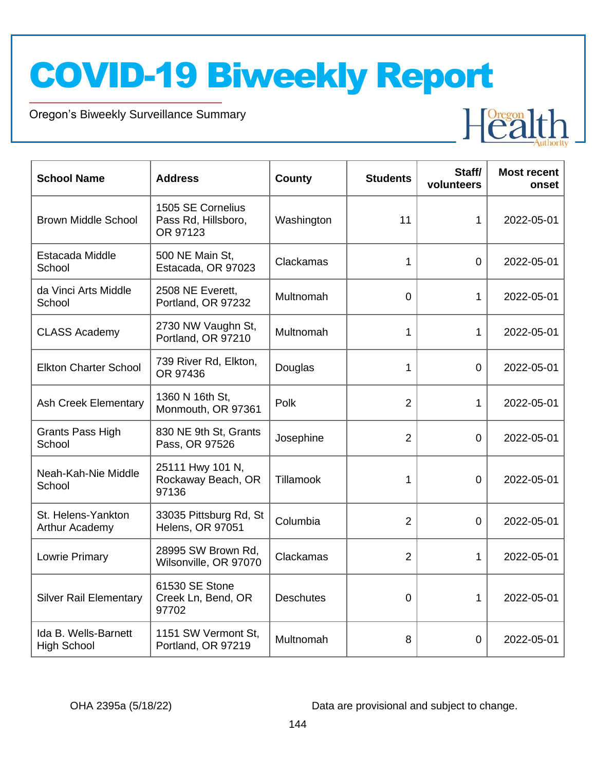# COVID-19 Biweekly Report

Oregon's Biweekly Surveillance Summary

| School Name | Address | County | Students | Staff/ volunteers | Most recent onset |
|---|---|---|---|---|---|
| Brown Middle School | 1505 SE Cornelius Pass Rd, Hillsboro, OR 97123 | Washington | 11 | 1 | 2022-05-01 |
| Estacada Middle School | 500 NE Main St, Estacada, OR 97023 | Clackamas | 1 | 0 | 2022-05-01 |
| da Vinci Arts Middle School | 2508 NE Everett, Portland, OR 97232 | Multnomah | 0 | 1 | 2022-05-01 |
| CLASS Academy | 2730 NW Vaughn St, Portland, OR 97210 | Multnomah | 1 | 1 | 2022-05-01 |
| Elkton Charter School | 739 River Rd, Elkton, OR 97436 | Douglas | 1 | 0 | 2022-05-01 |
| Ash Creek Elementary | 1360 N 16th St, Monmouth, OR 97361 | Polk | 2 | 1 | 2022-05-01 |
| Grants Pass High School | 830 NE 9th St, Grants Pass, OR 97526 | Josephine | 2 | 0 | 2022-05-01 |
| Neah-Kah-Nie Middle School | 25111 Hwy 101 N, Rockaway Beach, OR 97136 | Tillamook | 1 | 0 | 2022-05-01 |
| St. Helens-Yankton Arthur Academy | 33035 Pittsburg Rd, St Helens, OR 97051 | Columbia | 2 | 0 | 2022-05-01 |
| Lowrie Primary | 28995 SW Brown Rd, Wilsonville, OR 97070 | Clackamas | 2 | 1 | 2022-05-01 |
| Silver Rail Elementary | 61530 SE Stone Creek Ln, Bend, OR 97702 | Deschutes | 0 | 1 | 2022-05-01 |
| Ida B. Wells-Barnett High School | 1151 SW Vermont St, Portland, OR 97219 | Multnomah | 8 | 0 | 2022-05-01 |

OHA 2395a (5/18/22) Data are provisional and subject to change.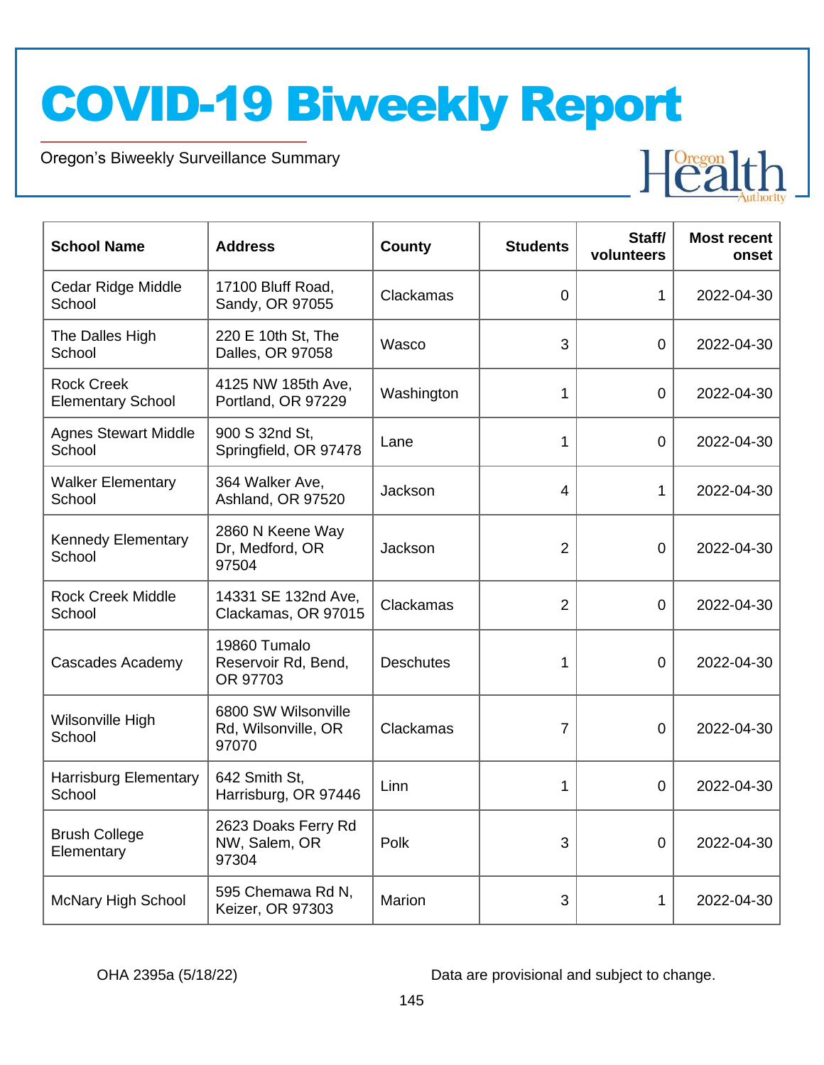# COVID-19 Biweekly Report

Oregon's Biweekly Surveillance Summary

| School Name | Address | County | Students | Staff/ volunteers | Most recent onset |
|---|---|---|---|---|---|
| Cedar Ridge Middle School | 17100 Bluff Road, Sandy, OR 97055 | Clackamas | 0 | 1 | 2022-04-30 |
| The Dalles High School | 220 E 10th St, The Dalles, OR 97058 | Wasco | 3 | 0 | 2022-04-30 |
| Rock Creek Elementary School | 4125 NW 185th Ave, Portland, OR 97229 | Washington | 1 | 0 | 2022-04-30 |
| Agnes Stewart Middle School | 900 S 32nd St, Springfield, OR 97478 | Lane | 1 | 0 | 2022-04-30 |
| Walker Elementary School | 364 Walker Ave, Ashland, OR 97520 | Jackson | 4 | 1 | 2022-04-30 |
| Kennedy Elementary School | 2860 N Keene Way Dr, Medford, OR 97504 | Jackson | 2 | 0 | 2022-04-30 |
| Rock Creek Middle School | 14331 SE 132nd Ave, Clackamas, OR 97015 | Clackamas | 2 | 0 | 2022-04-30 |
| Cascades Academy | 19860 Tumalo Reservoir Rd, Bend, OR 97703 | Deschutes | 1 | 0 | 2022-04-30 |
| Wilsonville High School | 6800 SW Wilsonville Rd, Wilsonville, OR 97070 | Clackamas | 7 | 0 | 2022-04-30 |
| Harrisburg Elementary School | 642 Smith St, Harrisburg, OR 97446 | Linn | 1 | 0 | 2022-04-30 |
| Brush College Elementary | 2623 Doaks Ferry Rd NW, Salem, OR 97304 | Polk | 3 | 0 | 2022-04-30 |
| McNary High School | 595 Chemawa Rd N, Keizer, OR 97303 | Marion | 3 | 1 | 2022-04-30 |

OHA 2395a (5/18/22)

Data are provisional and subject to change.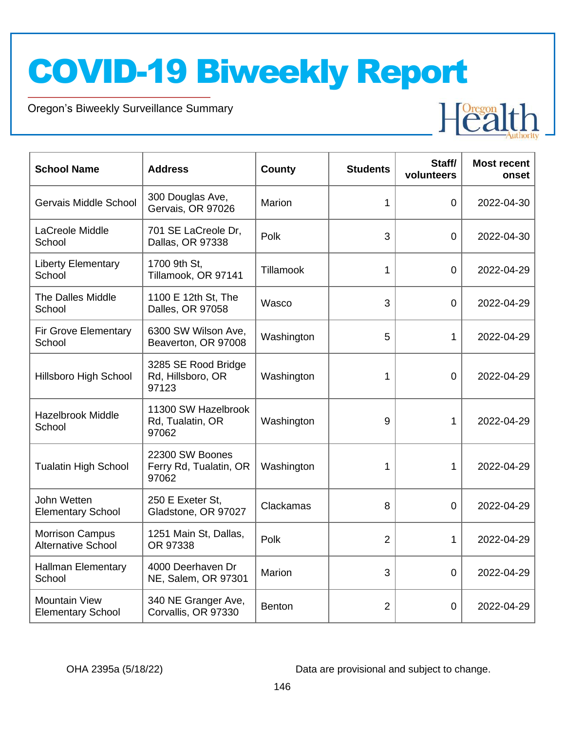| School Name | Address | County | Students | Staff/ volunteers | Most recent onset |
|---|---|---|---|---|---|
| Gervais Middle School | 300 Douglas Ave, Gervais, OR 97026 | Marion | 1 | 0 | 2022-04-30 |
| LaCreole Middle School | 701 SE LaCreole Dr, Dallas, OR 97338 | Polk | 3 | 0 | 2022-04-30 |
| Liberty Elementary School | 1700 9th St, Tillamook, OR 97141 | Tillamook | 1 | 0 | 2022-04-29 |
| The Dalles Middle School | 1100 E 12th St, The Dalles, OR 97058 | Wasco | 3 | 0 | 2022-04-29 |
| Fir Grove Elementary School | 6300 SW Wilson Ave, Beaverton, OR 97008 | Washington | 5 | 1 | 2022-04-29 |
| Hillsboro High School | 3285 SE Rood Bridge Rd, Hillsboro, OR 97123 | Washington | 1 | 0 | 2022-04-29 |
| Hazelbrook Middle School | 11300 SW Hazelbrook Rd, Tualatin, OR 97062 | Washington | 9 | 1 | 2022-04-29 |
| Tualatin High School | 22300 SW Boones Ferry Rd, Tualatin, OR 97062 | Washington | 1 | 1 | 2022-04-29 |
| John Wetten Elementary School | 250 E Exeter St, Gladstone, OR 97027 | Clackamas | 8 | 0 | 2022-04-29 |
| Morrison Campus Alternative School | 1251 Main St, Dallas, OR 97338 | Polk | 2 | 1 | 2022-04-29 |
| Hallman Elementary School | 4000 Deerhaven Dr NE, Salem, OR 97301 | Marion | 3 | 0 | 2022-04-29 |
| Mountain View Elementary School | 340 NE Granger Ave, Corvallis, OR 97330 | Benton | 2 | 0 | 2022-04-29 |

OHA 2395a (5/18/22)

Data are provisional and subject to change.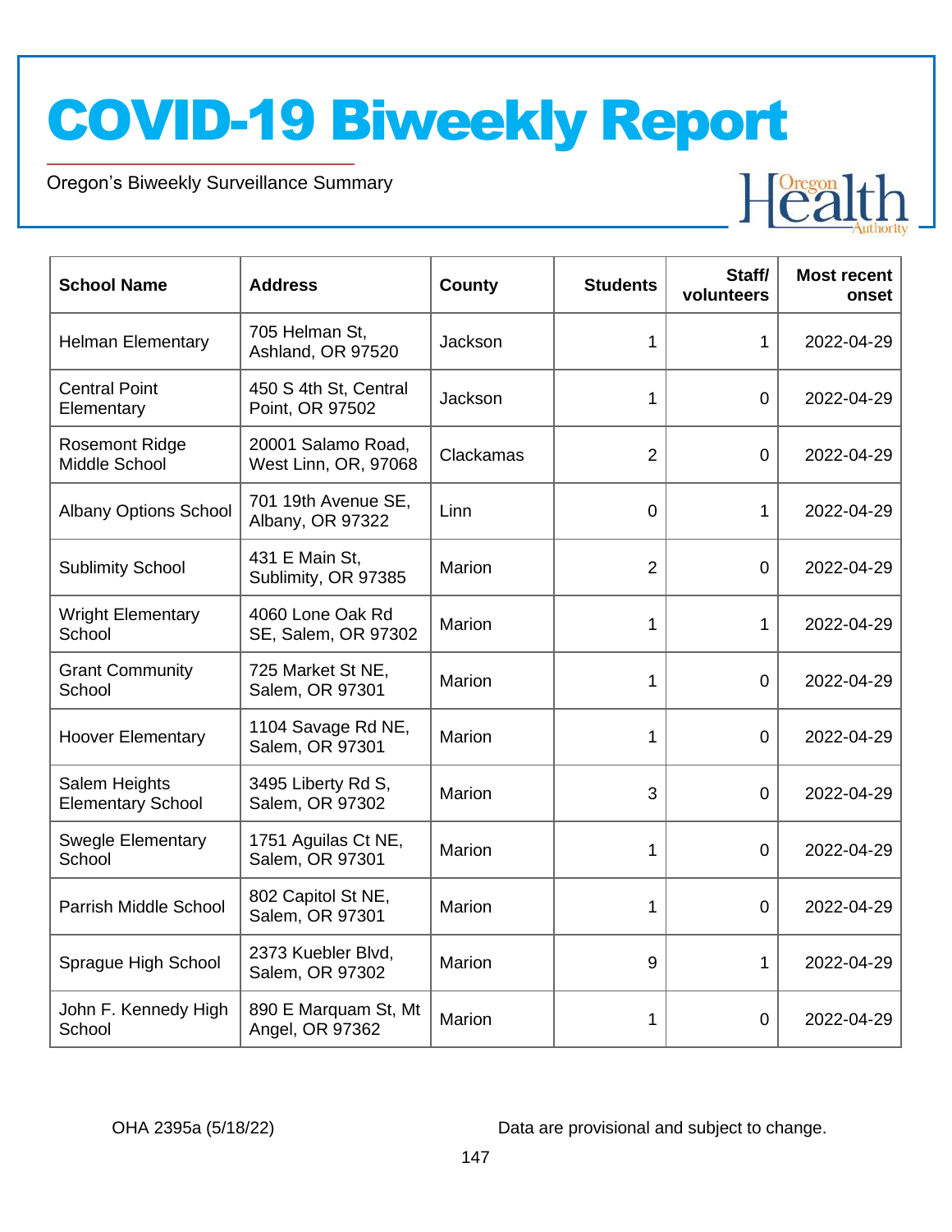# COVID-19 Biweekly Report

Oregon's Biweekly Surveillance Summary

| School Name | Address | County | Students | Staff/ volunteers | Most recent onset |
|---|---|---|---|---|---|
| Helman Elementary | 705 Helman St, Ashland, OR 97520 | Jackson | 1 | 1 | 2022-04-29 |
| Central Point Elementary | 450 S 4th St, Central Point, OR 97502 | Jackson | 1 | 0 | 2022-04-29 |
| Rosemont Ridge Middle School | 20001 Salamo Road, West Linn, OR, 97068 | Clackamas | 2 | 0 | 2022-04-29 |
| Albany Options School | 701 19th Avenue SE, Albany, OR 97322 | Linn | 0 | 1 | 2022-04-29 |
| Sublimity School | 431 E Main St, Sublimity, OR 97385 | Marion | 2 | 0 | 2022-04-29 |
| Wright Elementary School | 4060 Lone Oak Rd SE, Salem, OR 97302 | Marion | 1 | 1 | 2022-04-29 |
| Grant Community School | 725 Market St NE, Salem, OR 97301 | Marion | 1 | 0 | 2022-04-29 |
| Hoover Elementary | 1104 Savage Rd NE, Salem, OR 97301 | Marion | 1 | 0 | 2022-04-29 |
| Salem Heights Elementary School | 3495 Liberty Rd S, Salem, OR 97302 | Marion | 3 | 0 | 2022-04-29 |
| Swegle Elementary School | 1751 Aguilas Ct NE, Salem, OR 97301 | Marion | 1 | 0 | 2022-04-29 |
| Parrish Middle School | 802 Capitol St NE, Salem, OR 97301 | Marion | 1 | 0 | 2022-04-29 |
| Sprague High School | 2373 Kuebler Blvd, Salem, OR 97302 | Marion | 9 | 1 | 2022-04-29 |
| John F. Kennedy High School | 890 E Marquam St, Mt Angel, OR 97362 | Marion | 1 | 0 | 2022-04-29 |

OHA 2395a (5/18/22)

Data are provisional and subject to change.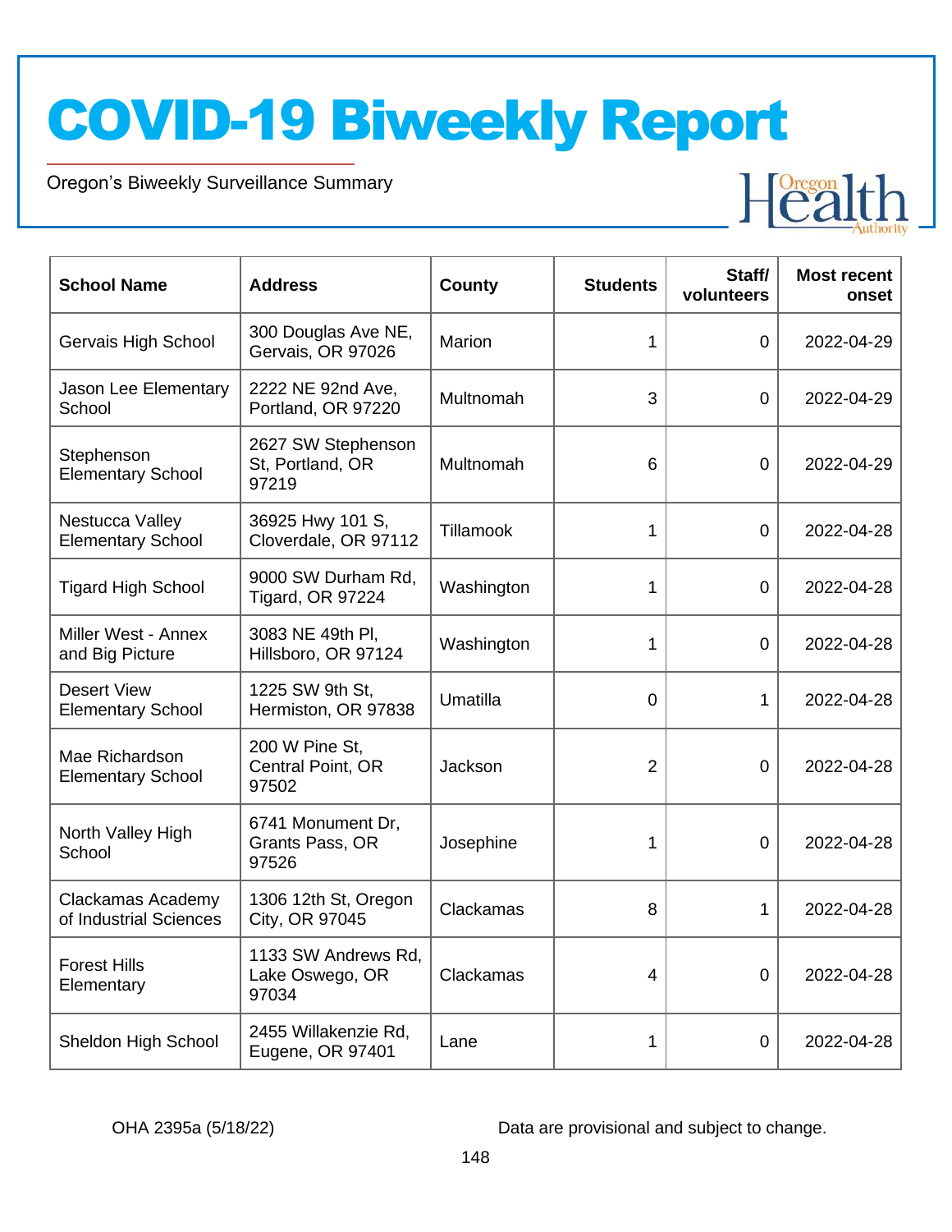# COVID-19 Biweekly Report

Oregon's Biweekly Surveillance Summary

| School Name | Address | County | Students | Staff/ volunteers | Most recent onset |
|---|---|---|---|---|---|
| Gervais High School | 300 Douglas Ave NE, Gervais, OR 97026 | Marion | 1 | 0 | 2022-04-29 |
| Jason Lee Elementary School | 2222 NE 92nd Ave, Portland, OR 97220 | Multnomah | 3 | 0 | 2022-04-29 |
| Stephenson Elementary School | 2627 SW Stephenson St, Portland, OR 97219 | Multnomah | 6 | 0 | 2022-04-29 |
| Nestucca Valley Elementary School | 36925 Hwy 101 S, Cloverdale, OR 97112 | Tillamook | 1 | 0 | 2022-04-28 |
| Tigard High School | 9000 SW Durham Rd, Tigard, OR 97224 | Washington | 1 | 0 | 2022-04-28 |
| Miller West - Annex and Big Picture | 3083 NE 49th Pl, Hillsboro, OR 97124 | Washington | 1 | 0 | 2022-04-28 |
| Desert View Elementary School | 1225 SW 9th St, Hermiston, OR 97838 | Umatilla | 0 | 1 | 2022-04-28 |
| Mae Richardson Elementary School | 200 W Pine St, Central Point, OR 97502 | Jackson | 2 | 0 | 2022-04-28 |
| North Valley High School | 6741 Monument Dr, Grants Pass, OR 97526 | Josephine | 1 | 0 | 2022-04-28 |
| Clackamas Academy of Industrial Sciences | 1306 12th St, Oregon City, OR 97045 | Clackamas | 8 | 1 | 2022-04-28 |
| Forest Hills Elementary | 1133 SW Andrews Rd, Lake Oswego, OR 97034 | Clackamas | 4 | 0 | 2022-04-28 |
| Sheldon High School | 2455 Willakenzie Rd, Eugene, OR 97401 | Lane | 1 | 0 | 2022-04-28 |

OHA 2395a (5/18/22) Data are provisional and subject to change.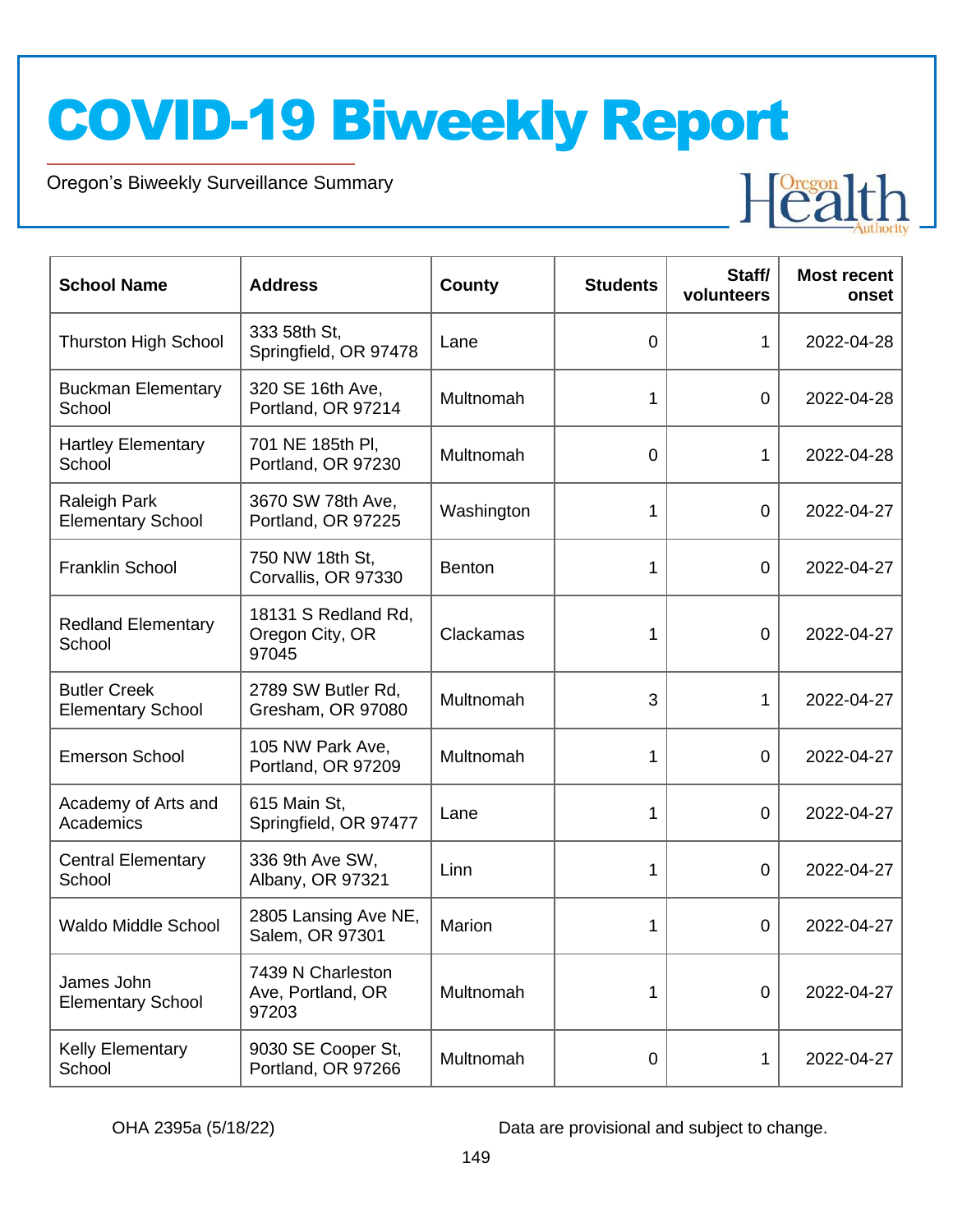# COVID-19 Biweekly Report

Oregon's Biweekly Surveillance Summary

| School Name | Address | County | Students | Staff/ volunteers | Most recent onset |
|---|---|---|---|---|---|
| Thurston High School | 333 58th St, Springfield, OR 97478 | Lane | 0 | 1 | 2022-04-28 |
| Buckman Elementary School | 320 SE 16th Ave, Portland, OR 97214 | Multnomah | 1 | 0 | 2022-04-28 |
| Hartley Elementary School | 701 NE 185th Pl, Portland, OR 97230 | Multnomah | 0 | 1 | 2022-04-28 |
| Raleigh Park Elementary School | 3670 SW 78th Ave, Portland, OR 97225 | Washington | 1 | 0 | 2022-04-27 |
| Franklin School | 750 NW 18th St, Corvallis, OR 97330 | Benton | 1 | 0 | 2022-04-27 |
| Redland Elementary School | 18131 S Redland Rd, Oregon City, OR 97045 | Clackamas | 1 | 0 | 2022-04-27 |
| Butler Creek Elementary School | 2789 SW Butler Rd, Gresham, OR 97080 | Multnomah | 3 | 1 | 2022-04-27 |
| Emerson School | 105 NW Park Ave, Portland, OR 97209 | Multnomah | 1 | 0 | 2022-04-27 |
| Academy of Arts and Academics | 615 Main St, Springfield, OR 97477 | Lane | 1 | 0 | 2022-04-27 |
| Central Elementary School | 336 9th Ave SW, Albany, OR 97321 | Linn | 1 | 0 | 2022-04-27 |
| Waldo Middle School | 2805 Lansing Ave NE, Salem, OR 97301 | Marion | 1 | 0 | 2022-04-27 |
| James John Elementary School | 7439 N Charleston Ave, Portland, OR 97203 | Multnomah | 1 | 0 | 2022-04-27 |
| Kelly Elementary School | 9030 SE Cooper St, Portland, OR 97266 | Multnomah | 0 | 1 | 2022-04-27 |

OHA 2395a (5/18/22)

Data are provisional and subject to change.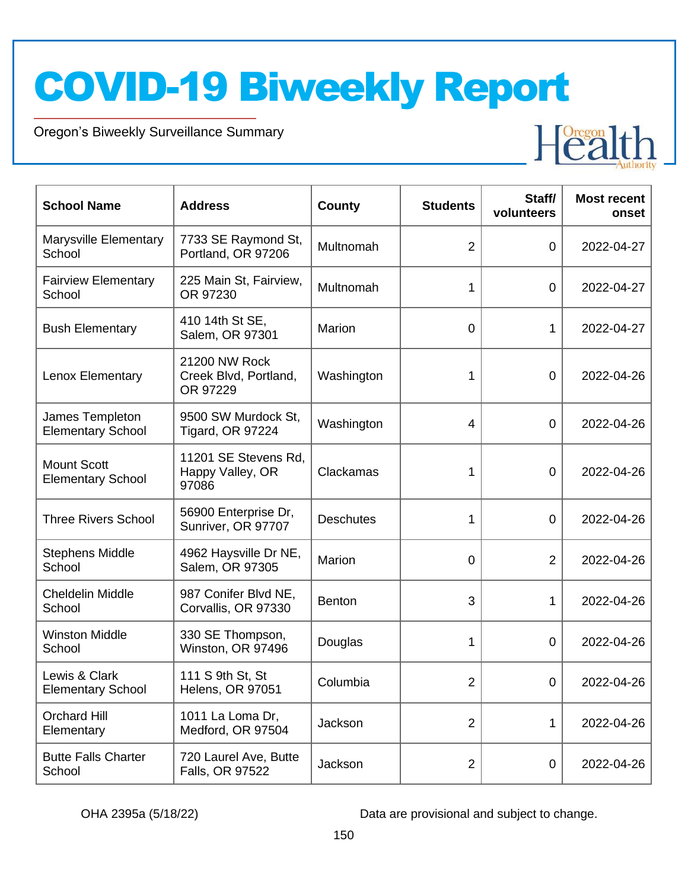# COVID-19 Biweekly Report

Oregon's Biweekly Surveillance Summary

| School Name | Address | County | Students | Staff/ volunteers | Most recent onset |
|---|---|---|---|---|---|
| Marysville Elementary School | 7733 SE Raymond St, Portland, OR 97206 | Multnomah | 2 | 0 | 2022-04-27 |
| Fairview Elementary School | 225 Main St, Fairview, OR 97230 | Multnomah | 1 | 0 | 2022-04-27 |
| Bush Elementary | 410 14th St SE, Salem, OR 97301 | Marion | 0 | 1 | 2022-04-27 |
| Lenox Elementary | 21200 NW Rock Creek Blvd, Portland, OR 97229 | Washington | 1 | 0 | 2022-04-26 |
| James Templeton Elementary School | 9500 SW Murdock St, Tigard, OR 97224 | Washington | 4 | 0 | 2022-04-26 |
| Mount Scott Elementary School | 11201 SE Stevens Rd, Happy Valley, OR 97086 | Clackamas | 1 | 0 | 2022-04-26 |
| Three Rivers School | 56900 Enterprise Dr, Sunriver, OR 97707 | Deschutes | 1 | 0 | 2022-04-26 |
| Stephens Middle School | 4962 Haysville Dr NE, Salem, OR 97305 | Marion | 0 | 2 | 2022-04-26 |
| Cheldelin Middle School | 987 Conifer Blvd NE, Corvallis, OR 97330 | Benton | 3 | 1 | 2022-04-26 |
| Winston Middle School | 330 SE Thompson, Winston, OR 97496 | Douglas | 1 | 0 | 2022-04-26 |
| Lewis & Clark Elementary School | 111 S 9th St, St Helens, OR 97051 | Columbia | 2 | 0 | 2022-04-26 |
| Orchard Hill Elementary | 1011 La Loma Dr, Medford, OR 97504 | Jackson | 2 | 1 | 2022-04-26 |
| Butte Falls Charter School | 720 Laurel Ave, Butte Falls, OR 97522 | Jackson | 2 | 0 | 2022-04-26 |

OHA 2395a (5/18/22)

Data are provisional and subject to change.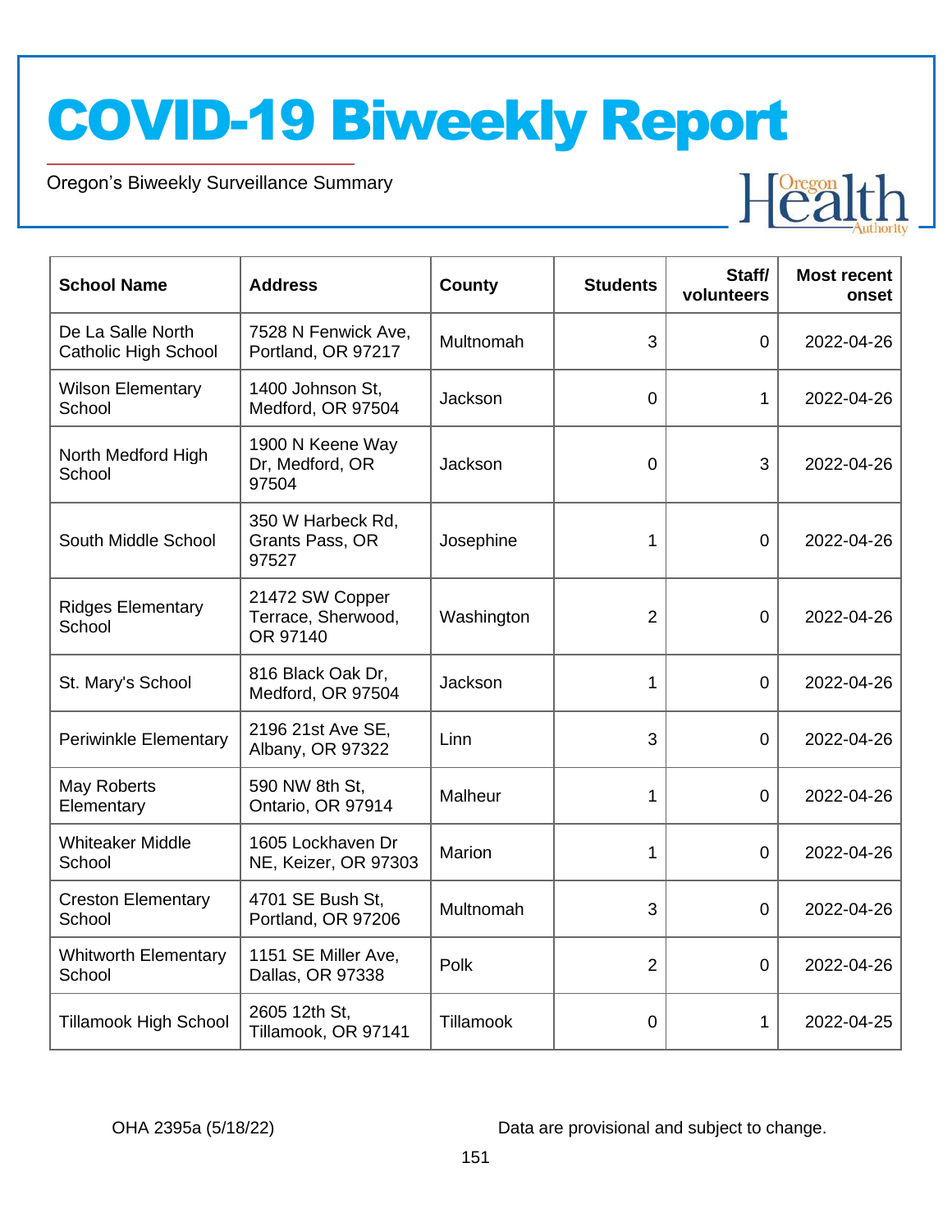# COVID-19 Biweekly Report

Oregon's Biweekly Surveillance Summary

| School Name | Address | County | Students | Staff/ volunteers | Most recent onset |
|---|---|---|---|---|---|
| De La Salle North Catholic High School | 7528 N Fenwick Ave, Portland, OR 97217 | Multnomah | 3 | 0 | 2022-04-26 |
| Wilson Elementary School | 1400 Johnson St, Medford, OR 97504 | Jackson | 0 | 1 | 2022-04-26 |
| North Medford High School | 1900 N Keene Way Dr, Medford, OR 97504 | Jackson | 0 | 3 | 2022-04-26 |
| South Middle School | 350 W Harbeck Rd, Grants Pass, OR 97527 | Josephine | 1 | 0 | 2022-04-26 |
| Ridges Elementary School | 21472 SW Copper Terrace, Sherwood, OR 97140 | Washington | 2 | 0 | 2022-04-26 |
| St. Mary's School | 816 Black Oak Dr, Medford, OR 97504 | Jackson | 1 | 0 | 2022-04-26 |
| Periwinkle Elementary | 2196 21st Ave SE, Albany, OR 97322 | Linn | 3 | 0 | 2022-04-26 |
| May Roberts Elementary | 590 NW 8th St, Ontario, OR 97914 | Malheur | 1 | 0 | 2022-04-26 |
| Whiteaker Middle School | 1605 Lockhaven Dr NE, Keizer, OR 97303 | Marion | 1 | 0 | 2022-04-26 |
| Creston Elementary School | 4701 SE Bush St, Portland, OR 97206 | Multnomah | 3 | 0 | 2022-04-26 |
| Whitworth Elementary School | 1151 SE Miller Ave, Dallas, OR 97338 | Polk | 2 | 0 | 2022-04-26 |
| Tillamook High School | 2605 12th St, Tillamook, OR 97141 | Tillamook | 0 | 1 | 2022-04-25 |

OHA 2395a (5/18/22)

Data are provisional and subject to change.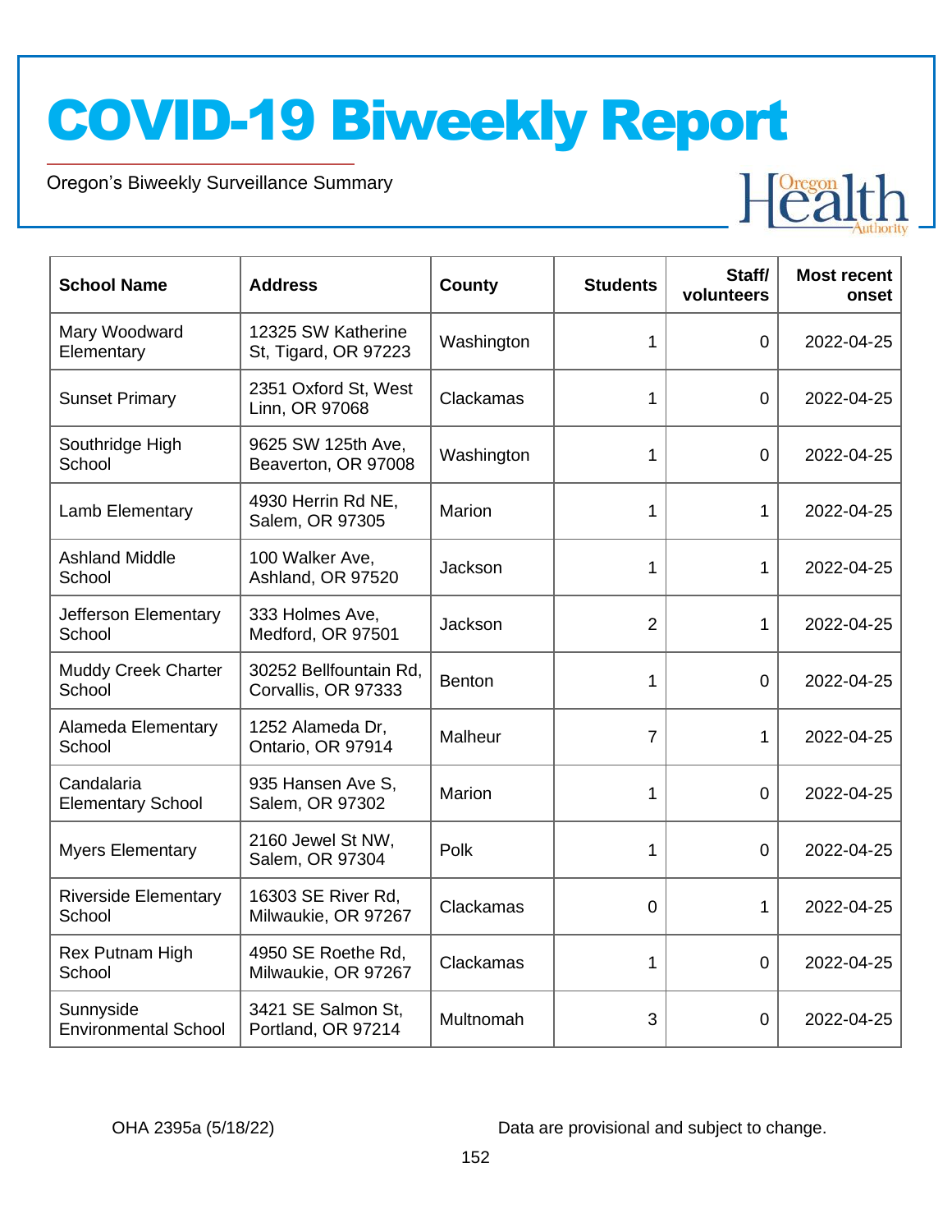# COVID-19 Biweekly Report

Oregon's Biweekly Surveillance Summary

| School Name | Address | County | Students | Staff/ volunteers | Most recent onset |
|---|---|---|---|---|---|
| Mary Woodward Elementary | 12325 SW Katherine St, Tigard, OR 97223 | Washington | 1 | 0 | 2022-04-25 |
| Sunset Primary | 2351 Oxford St, West Linn, OR 97068 | Clackamas | 1 | 0 | 2022-04-25 |
| Southridge High School | 9625 SW 125th Ave, Beaverton, OR 97008 | Washington | 1 | 0 | 2022-04-25 |
| Lamb Elementary | 4930 Herrin Rd NE, Salem, OR 97305 | Marion | 1 | 1 | 2022-04-25 |
| Ashland Middle School | 100 Walker Ave, Ashland, OR 97520 | Jackson | 1 | 1 | 2022-04-25 |
| Jefferson Elementary School | 333 Holmes Ave, Medford, OR 97501 | Jackson | 2 | 1 | 2022-04-25 |
| Muddy Creek Charter School | 30252 Bellfountain Rd, Corvallis, OR 97333 | Benton | 1 | 0 | 2022-04-25 |
| Alameda Elementary School | 1252 Alameda Dr, Ontario, OR 97914 | Malheur | 7 | 1 | 2022-04-25 |
| Candalaria Elementary School | 935 Hansen Ave S, Salem, OR 97302 | Marion | 1 | 0 | 2022-04-25 |
| Myers Elementary | 2160 Jewel St NW, Salem, OR 97304 | Polk | 1 | 0 | 2022-04-25 |
| Riverside Elementary School | 16303 SE River Rd, Milwaukie, OR 97267 | Clackamas | 0 | 1 | 2022-04-25 |
| Rex Putnam High School | 4950 SE Roethe Rd, Milwaukie, OR 97267 | Clackamas | 1 | 0 | 2022-04-25 |
| Sunnyside Environmental School | 3421 SE Salmon St, Portland, OR 97214 | Multnomah | 3 | 0 | 2022-04-25 |

OHA 2395a (5/18/22)

Data are provisional and subject to change.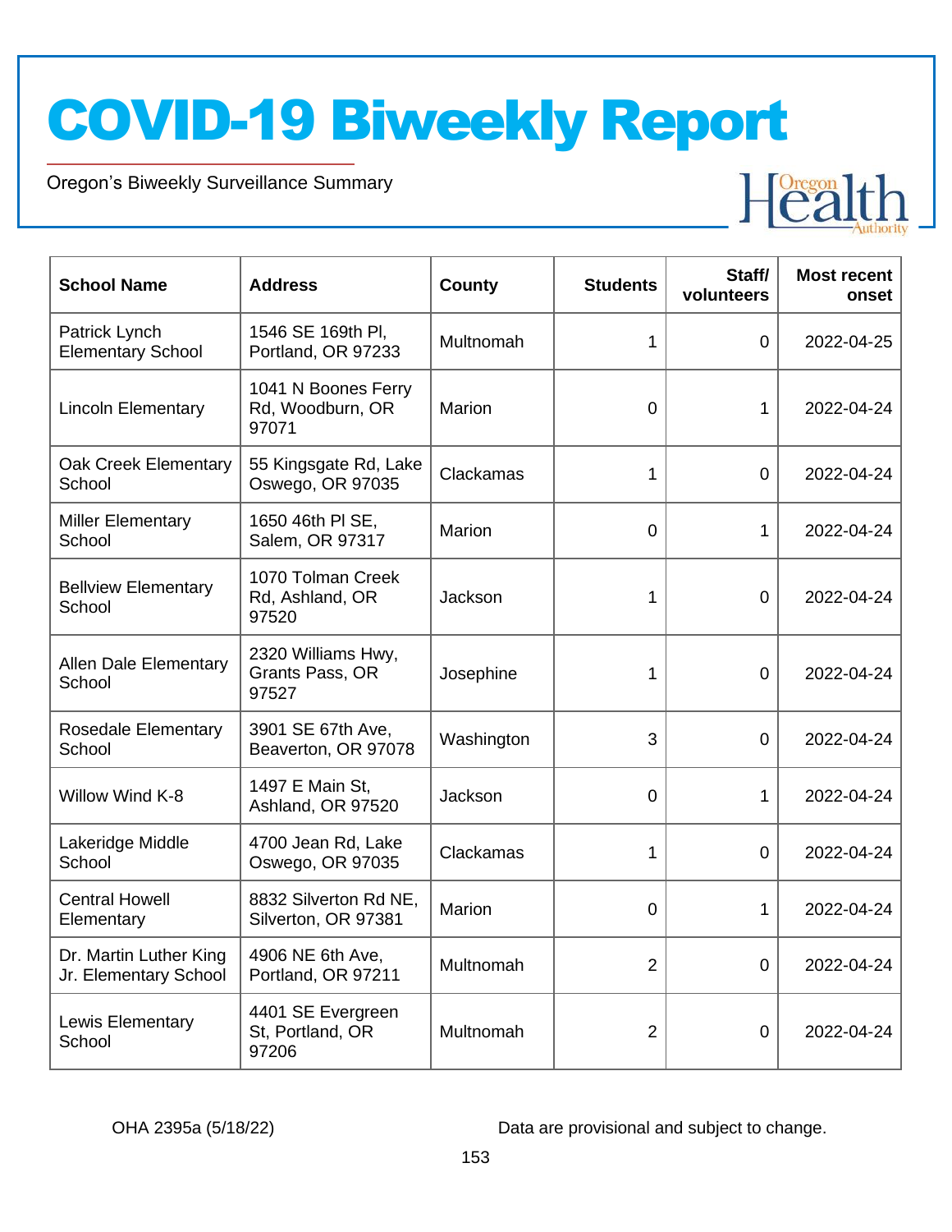# COVID-19 Biweekly Report

Oregon's Biweekly Surveillance Summary

| School Name | Address | County | Students | Staff/ volunteers | Most recent onset |
|---|---|---|---|---|---|
| Patrick Lynch Elementary School | 1546 SE 169th Pl, Portland, OR 97233 | Multnomah | 1 | 0 | 2022-04-25 |
| Lincoln Elementary | 1041 N Boones Ferry Rd, Woodburn, OR 97071 | Marion | 0 | 1 | 2022-04-24 |
| Oak Creek Elementary School | 55 Kingsgate Rd, Lake Oswego, OR 97035 | Clackamas | 1 | 0 | 2022-04-24 |
| Miller Elementary School | 1650 46th Pl SE, Salem, OR 97317 | Marion | 0 | 1 | 2022-04-24 |
| Bellview Elementary School | 1070 Tolman Creek Rd, Ashland, OR 97520 | Jackson | 1 | 0 | 2022-04-24 |
| Allen Dale Elementary School | 2320 Williams Hwy, Grants Pass, OR 97527 | Josephine | 1 | 0 | 2022-04-24 |
| Rosedale Elementary School | 3901 SE 67th Ave, Beaverton, OR 97078 | Washington | 3 | 0 | 2022-04-24 |
| Willow Wind K-8 | 1497 E Main St, Ashland, OR 97520 | Jackson | 0 | 1 | 2022-04-24 |
| Lakeridge Middle School | 4700 Jean Rd, Lake Oswego, OR 97035 | Clackamas | 1 | 0 | 2022-04-24 |
| Central Howell Elementary | 8832 Silverton Rd NE, Silverton, OR 97381 | Marion | 0 | 1 | 2022-04-24 |
| Dr. Martin Luther King Jr. Elementary School | 4906 NE 6th Ave, Portland, OR 97211 | Multnomah | 2 | 0 | 2022-04-24 |
| Lewis Elementary School | 4401 SE Evergreen St, Portland, OR 97206 | Multnomah | 2 | 0 | 2022-04-24 |

OHA 2395a (5/18/22)

Data are provisional and subject to change.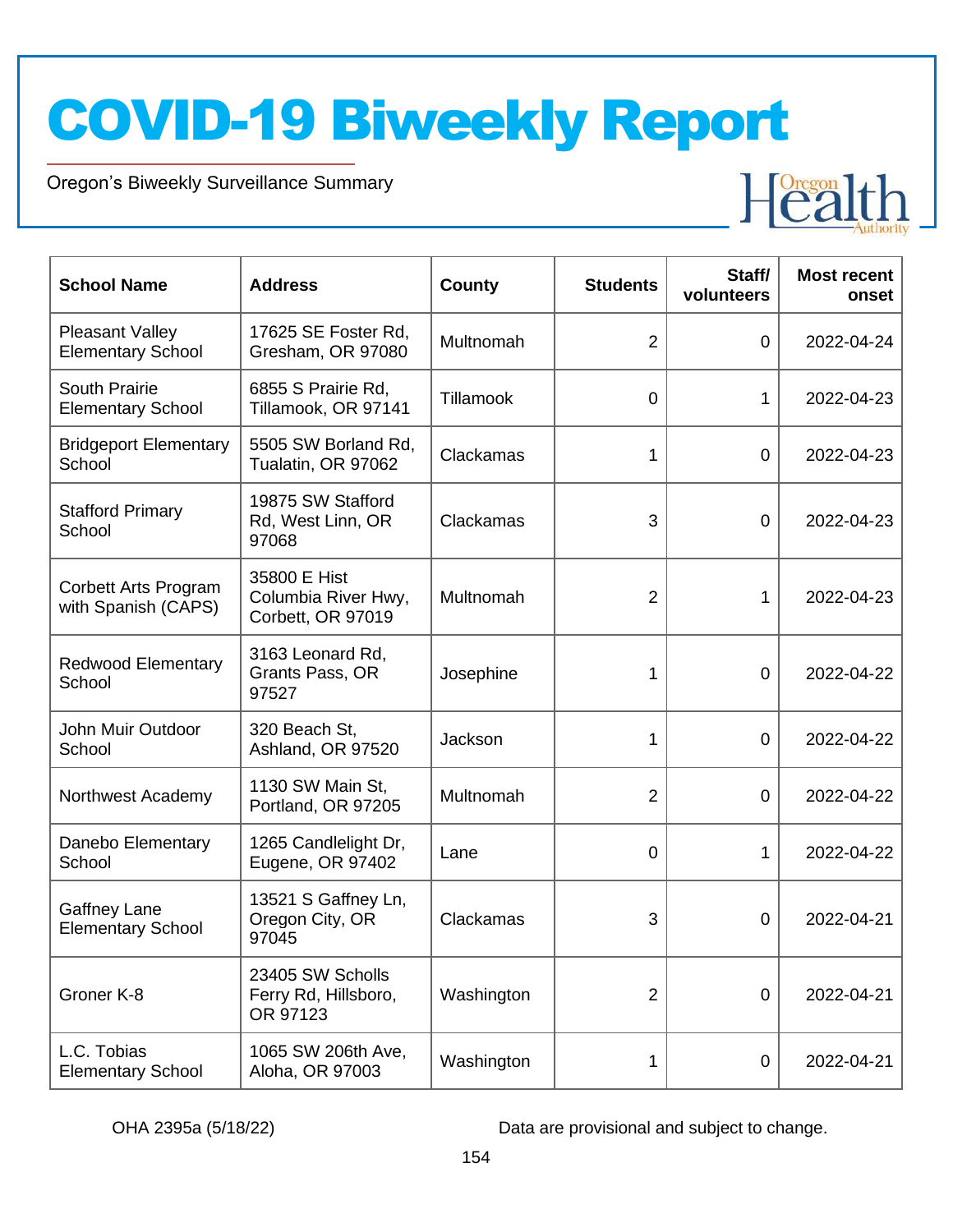# COVID-19 Biweekly Report

Oregon's Biweekly Surveillance Summary

| School Name | Address | County | Students | Staff/ volunteers | Most recent onset |
|---|---|---|---|---|---|
| Pleasant Valley Elementary School | 17625 SE Foster Rd, Gresham, OR 97080 | Multnomah | 2 | 0 | 2022-04-24 |
| South Prairie Elementary School | 6855 S Prairie Rd, Tillamook, OR 97141 | Tillamook | 0 | 1 | 2022-04-23 |
| Bridgeport Elementary School | 5505 SW Borland Rd, Tualatin, OR 97062 | Clackamas | 1 | 0 | 2022-04-23 |
| Stafford Primary School | 19875 SW Stafford Rd, West Linn, OR 97068 | Clackamas | 3 | 0 | 2022-04-23 |
| Corbett Arts Program with Spanish (CAPS) | 35800 E Hist Columbia River Hwy, Corbett, OR 97019 | Multnomah | 2 | 1 | 2022-04-23 |
| Redwood Elementary School | 3163 Leonard Rd, Grants Pass, OR 97527 | Josephine | 1 | 0 | 2022-04-22 |
| John Muir Outdoor School | 320 Beach St, Ashland, OR 97520 | Jackson | 1 | 0 | 2022-04-22 |
| Northwest Academy | 1130 SW Main St, Portland, OR 97205 | Multnomah | 2 | 0 | 2022-04-22 |
| Danebo Elementary School | 1265 Candlelight Dr, Eugene, OR 97402 | Lane | 0 | 1 | 2022-04-22 |
| Gaffney Lane Elementary School | 13521 S Gaffney Ln, Oregon City, OR 97045 | Clackamas | 3 | 0 | 2022-04-21 |
| Groner K-8 | 23405 SW Scholls Ferry Rd, Hillsboro, OR 97123 | Washington | 2 | 0 | 2022-04-21 |
| L.C. Tobias Elementary School | 1065 SW 206th Ave, Aloha, OR 97003 | Washington | 1 | 0 | 2022-04-21 |

OHA 2395a (5/18/22)

Data are provisional and subject to change.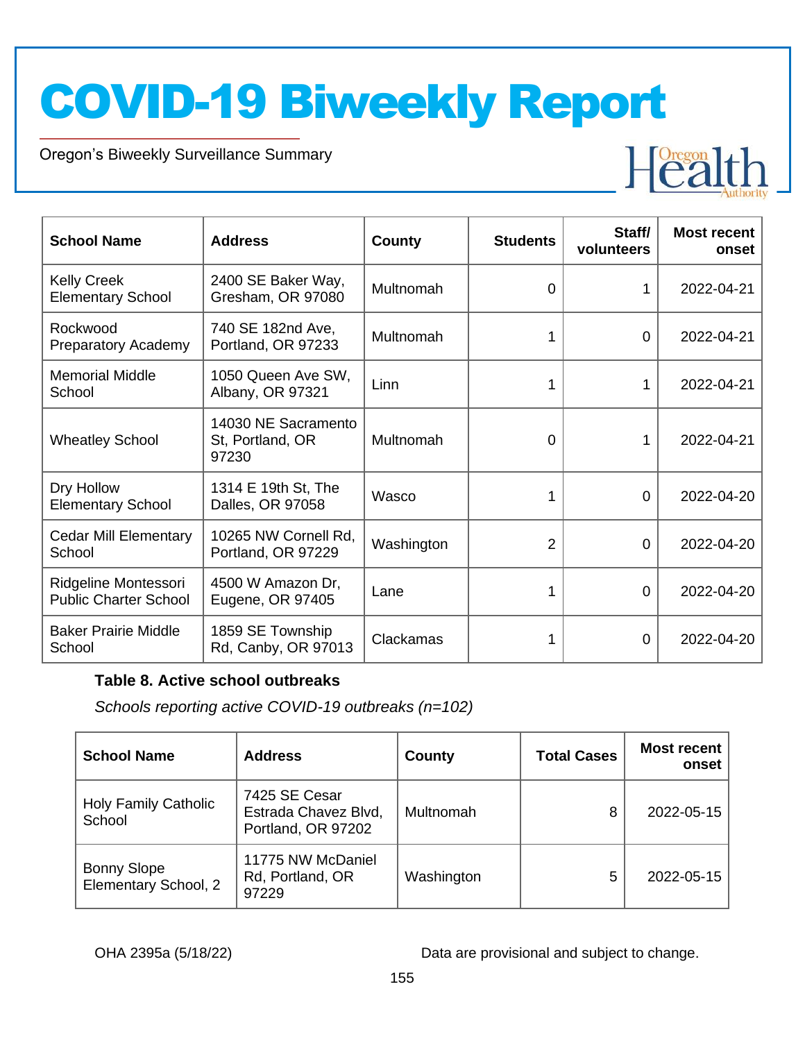| School Name | Address | County | Students | Staff/ volunteers | Most recent onset |
|---|---|---|---|---|---|
| Kelly Creek Elementary School | 2400 SE Baker Way, Gresham, OR 97080 | Multnomah | 0 | 1 | 2022-04-21 |
| Rockwood Preparatory Academy | 740 SE 182nd Ave, Portland, OR 97233 | Multnomah | 1 | 0 | 2022-04-21 |
| Memorial Middle School | 1050 Queen Ave SW, Albany, OR 97321 | Linn | 1 | 1 | 2022-04-21 |
| Wheatley School | 14030 NE Sacramento St, Portland, OR 97230 | Multnomah | 0 | 1 | 2022-04-21 |
| Dry Hollow Elementary School | 1314 E 19th St, The Dalles, OR 97058 | Wasco | 1 | 0 | 2022-04-20 |
| Cedar Mill Elementary School | 10265 NW Cornell Rd, Portland, OR 97229 | Washington | 2 | 0 | 2022-04-20 |
| Ridgeline Montessori Public Charter School | 4500 W Amazon Dr, Eugene, OR 97405 | Lane | 1 | 0 | 2022-04-20 |
| Baker Prairie Middle School | 1859 SE Township Rd, Canby, OR 97013 | Clackamas | 1 | 0 | 2022-04-20 |

**Table 8. Active school outbreaks**

*Schools reporting active COVID-19 outbreaks (n=102)*

| School Name | Address | County | Total Cases | Most recent onset |
|---|---|---|---|---|
| Holy Family Catholic School | 7425 SE Cesar Estrada Chavez Blvd, Portland, OR 97202 | Multnomah | 8 | 2022-05-15 |
| Bonny Slope Elementary School, 2 | 11775 NW McDaniel Rd, Portland, OR 97229 | Washington | 5 | 2022-05-15 |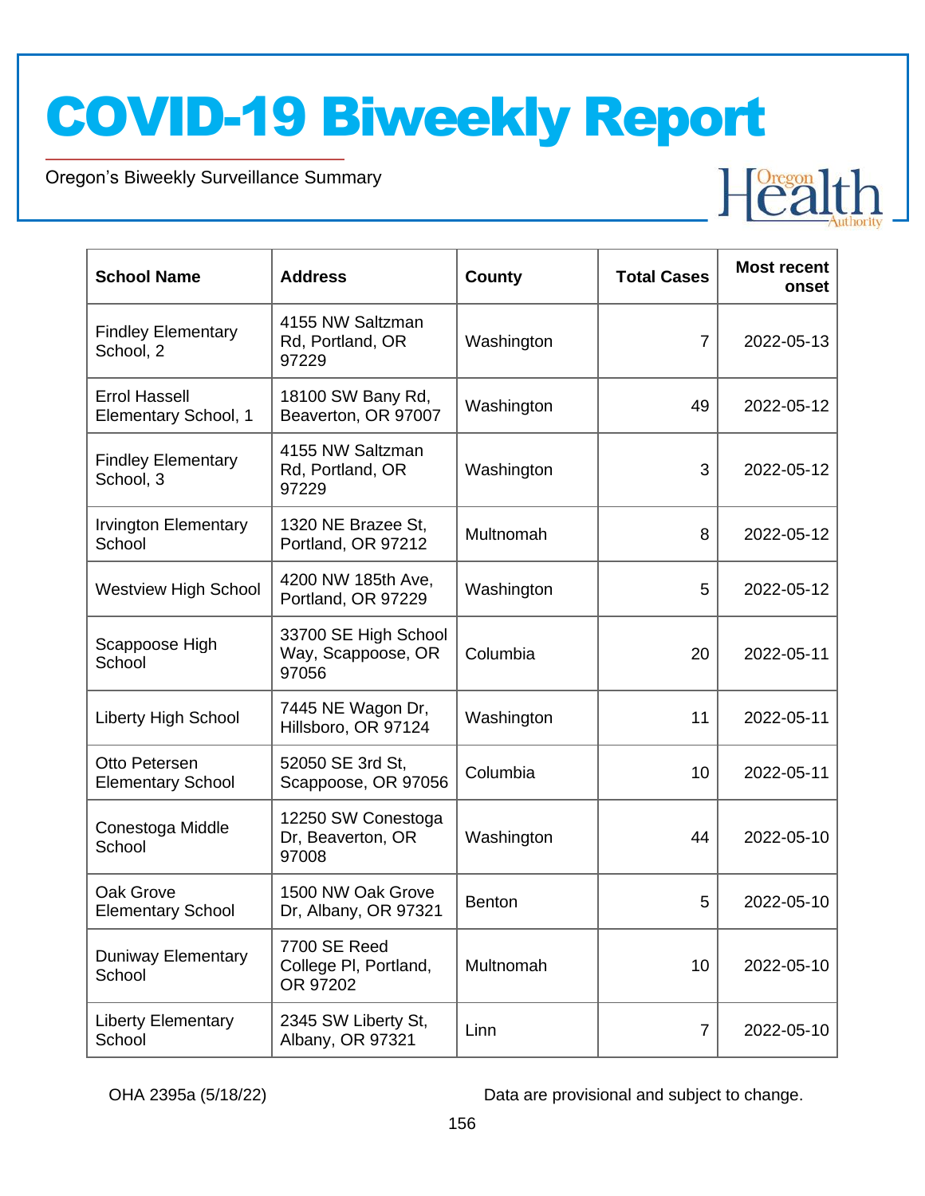# COVID-19 Biweekly Report

Oregon's Biweekly Surveillance Summary

| School Name | Address | County | Total Cases | Most recent onset |
|---|---|---|---|---|
| Findley Elementary School, 2 | 4155 NW Saltzman Rd, Portland, OR 97229 | Washington | 7 | 2022-05-13 |
| Errol Hassell Elementary School, 1 | 18100 SW Bany Rd, Beaverton, OR 97007 | Washington | 49 | 2022-05-12 |
| Findley Elementary School, 3 | 4155 NW Saltzman Rd, Portland, OR 97229 | Washington | 3 | 2022-05-12 |
| Irvington Elementary School | 1320 NE Brazee St, Portland, OR 97212 | Multnomah | 8 | 2022-05-12 |
| Westview High School | 4200 NW 185th Ave, Portland, OR 97229 | Washington | 5 | 2022-05-12 |
| Scappoose High School | 33700 SE High School Way, Scappoose, OR 97056 | Columbia | 20 | 2022-05-11 |
| Liberty High School | 7445 NE Wagon Dr, Hillsboro, OR 97124 | Washington | 11 | 2022-05-11 |
| Otto Petersen Elementary School | 52050 SE 3rd St, Scappoose, OR 97056 | Columbia | 10 | 2022-05-11 |
| Conestoga Middle School | 12250 SW Conestoga Dr, Beaverton, OR 97008 | Washington | 44 | 2022-05-10 |
| Oak Grove Elementary School | 1500 NW Oak Grove Dr, Albany, OR 97321 | Benton | 5 | 2022-05-10 |
| Duniway Elementary School | 7700 SE Reed College Pl, Portland, OR 97202 | Multnomah | 10 | 2022-05-10 |
| Liberty Elementary School | 2345 SW Liberty St, Albany, OR 97321 | Linn | 7 | 2022-05-10 |

OHA 2395a (5/18/22)

Data are provisional and subject to change.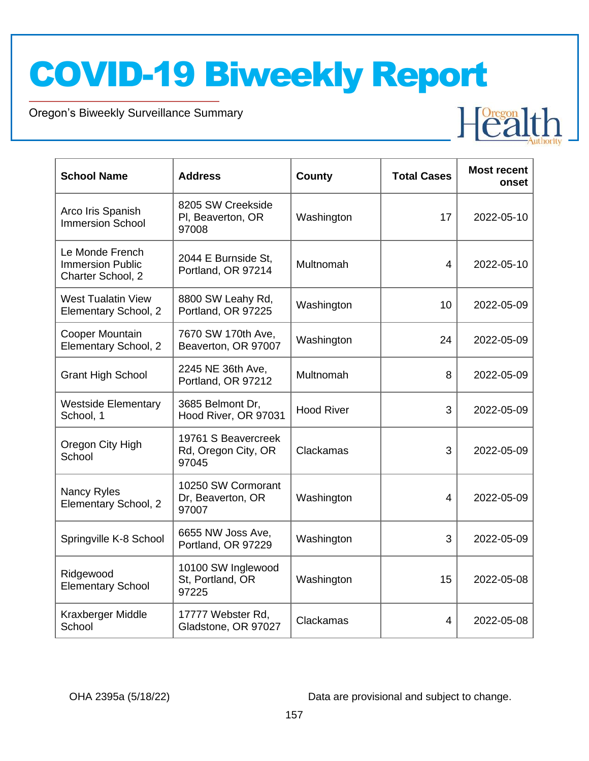# COVID-19 Biweekly Report

Oregon's Biweekly Surveillance Summary

| School Name | Address | County | Total Cases | Most recent onset |
|---|---|---|---|---|
| Arco Iris Spanish Immersion School | 8205 SW Creekside Pl, Beaverton, OR 97008 | Washington | 17 | 2022-05-10 |
| Le Monde French Immersion Public Charter School, 2 | 2044 E Burnside St, Portland, OR 97214 | Multnomah | 4 | 2022-05-10 |
| West Tualatin View Elementary School, 2 | 8800 SW Leahy Rd, Portland, OR 97225 | Washington | 10 | 2022-05-09 |
| Cooper Mountain Elementary School, 2 | 7670 SW 170th Ave, Beaverton, OR 97007 | Washington | 24 | 2022-05-09 |
| Grant High School | 2245 NE 36th Ave, Portland, OR 97212 | Multnomah | 8 | 2022-05-09 |
| Westside Elementary School, 1 | 3685 Belmont Dr, Hood River, OR 97031 | Hood River | 3 | 2022-05-09 |
| Oregon City High School | 19761 S Beavercreek Rd, Oregon City, OR 97045 | Clackamas | 3 | 2022-05-09 |
| Nancy Ryles Elementary School, 2 | 10250 SW Cormorant Dr, Beaverton, OR 97007 | Washington | 4 | 2022-05-09 |
| Springville K-8 School | 6655 NW Joss Ave, Portland, OR 97229 | Washington | 3 | 2022-05-09 |
| Ridgewood Elementary School | 10100 SW Inglewood St, Portland, OR 97225 | Washington | 15 | 2022-05-08 |
| Kraxberger Middle School | 17777 Webster Rd, Gladstone, OR 97027 | Clackamas | 4 | 2022-05-08 |

OHA 2395a (5/18/22)

Data are provisional and subject to change.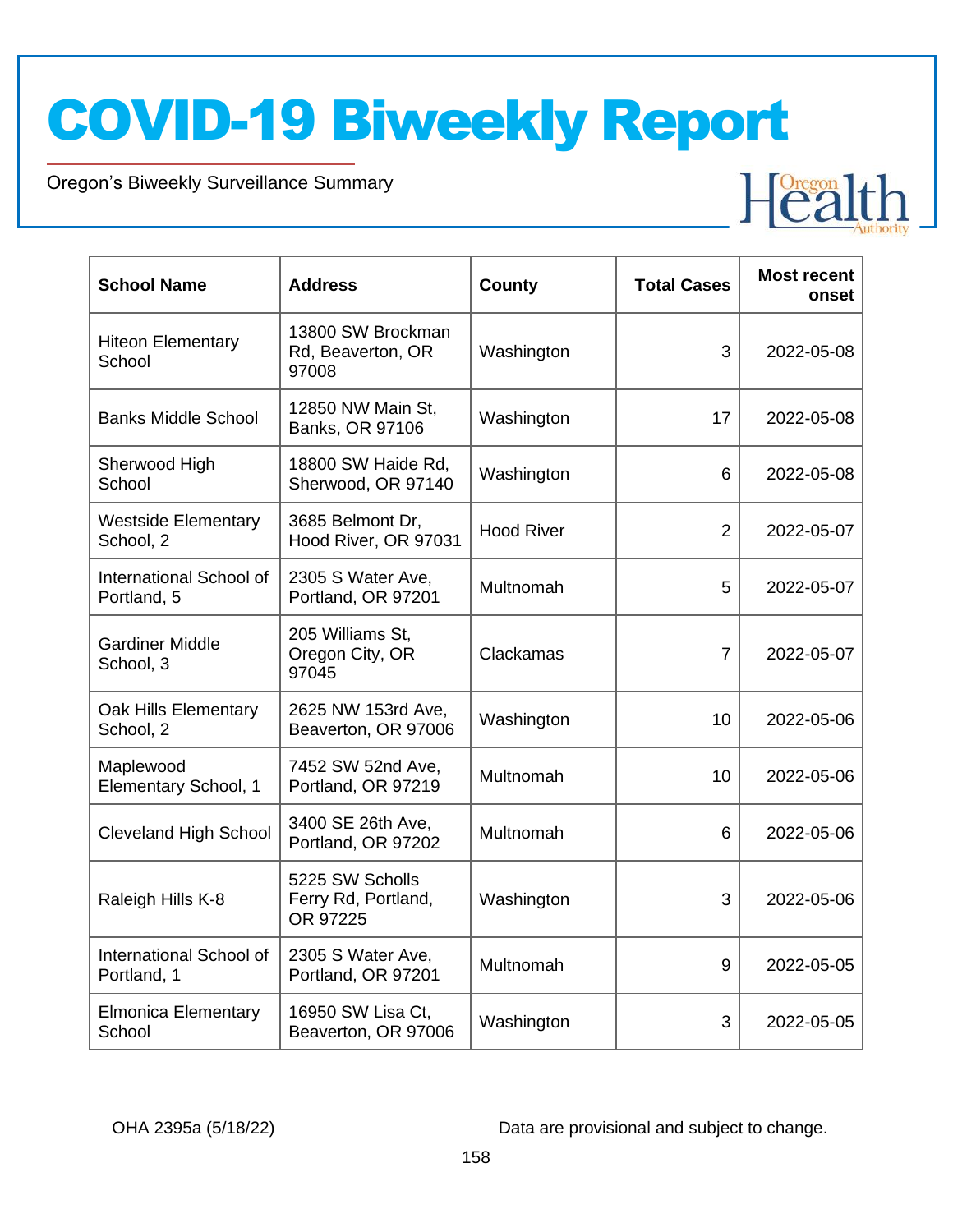| School Name | Address | County | Total Cases | Most recent onset |
|---|---|---|---|---|
| Hiteon Elementary School | 13800 SW Brockman Rd, Beaverton, OR 97008 | Washington | 3 | 2022-05-08 |
| Banks Middle School | 12850 NW Main St, Banks, OR 97106 | Washington | 17 | 2022-05-08 |
| Sherwood High School | 18800 SW Haide Rd, Sherwood, OR 97140 | Washington | 6 | 2022-05-08 |
| Westside Elementary School, 2 | 3685 Belmont Dr, Hood River, OR 97031 | Hood River | 2 | 2022-05-07 |
| International School of Portland, 5 | 2305 S Water Ave, Portland, OR 97201 | Multnomah | 5 | 2022-05-07 |
| Gardiner Middle School, 3 | 205 Williams St, Oregon City, OR 97045 | Clackamas | 7 | 2022-05-07 |
| Oak Hills Elementary School, 2 | 2625 NW 153rd Ave, Beaverton, OR 97006 | Washington | 10 | 2022-05-06 |
| Maplewood Elementary School, 1 | 7452 SW 52nd Ave, Portland, OR 97219 | Multnomah | 10 | 2022-05-06 |
| Cleveland High School | 3400 SE 26th Ave, Portland, OR 97202 | Multnomah | 6 | 2022-05-06 |
| Raleigh Hills K-8 | 5225 SW Scholls Ferry Rd, Portland, OR 97225 | Washington | 3 | 2022-05-06 |
| International School of Portland, 1 | 2305 S Water Ave, Portland, OR 97201 | Multnomah | 9 | 2022-05-05 |
| Elmonica Elementary School | 16950 SW Lisa Ct, Beaverton, OR 97006 | Washington | 3 | 2022-05-05 |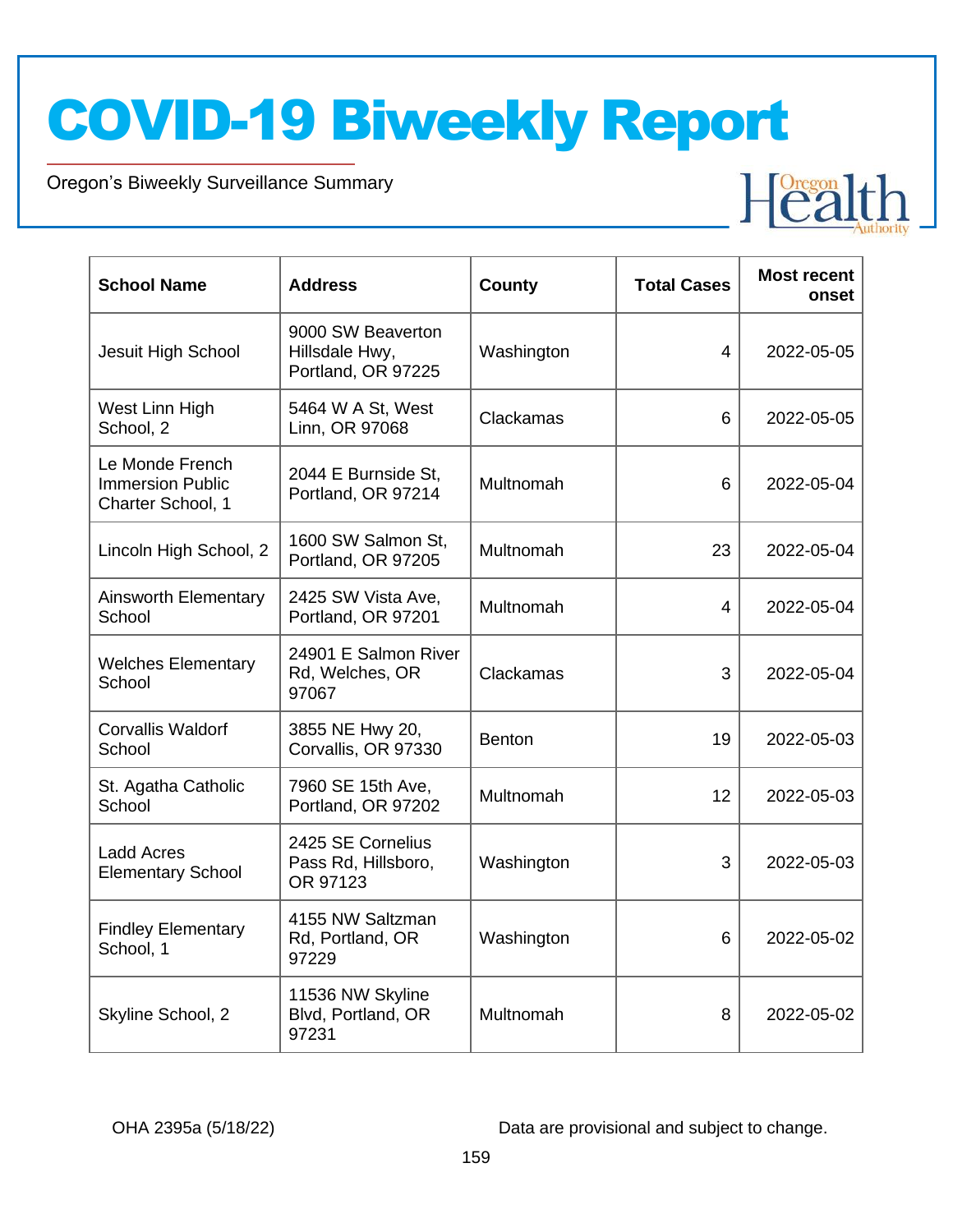# COVID-19 Biweekly Report

Oregon's Biweekly Surveillance Summary

| School Name | Address | County | Total Cases | Most recent onset |
|---|---|---|---|---|
| Jesuit High School | 9000 SW Beaverton Hillsdale Hwy, Portland, OR 97225 | Washington | 4 | 2022-05-05 |
| West Linn High School, 2 | 5464 W A St, West Linn, OR 97068 | Clackamas | 6 | 2022-05-05 |
| Le Monde French Immersion Public Charter School, 1 | 2044 E Burnside St, Portland, OR 97214 | Multnomah | 6 | 2022-05-04 |
| Lincoln High School, 2 | 1600 SW Salmon St, Portland, OR 97205 | Multnomah | 23 | 2022-05-04 |
| Ainsworth Elementary School | 2425 SW Vista Ave, Portland, OR 97201 | Multnomah | 4 | 2022-05-04 |
| Welches Elementary School | 24901 E Salmon River Rd, Welches, OR 97067 | Clackamas | 3 | 2022-05-04 |
| Corvallis Waldorf School | 3855 NE Hwy 20, Corvallis, OR 97330 | Benton | 19 | 2022-05-03 |
| St. Agatha Catholic School | 7960 SE 15th Ave, Portland, OR 97202 | Multnomah | 12 | 2022-05-03 |
| Ladd Acres Elementary School | 2425 SE Cornelius Pass Rd, Hillsboro, OR 97123 | Washington | 3 | 2022-05-03 |
| Findley Elementary School, 1 | 4155 NW Saltzman Rd, Portland, OR 97229 | Washington | 6 | 2022-05-02 |
| Skyline School, 2 | 11536 NW Skyline Blvd, Portland, OR 97231 | Multnomah | 8 | 2022-05-02 |

OHA 2395a (5/18/22)

Data are provisional and subject to change.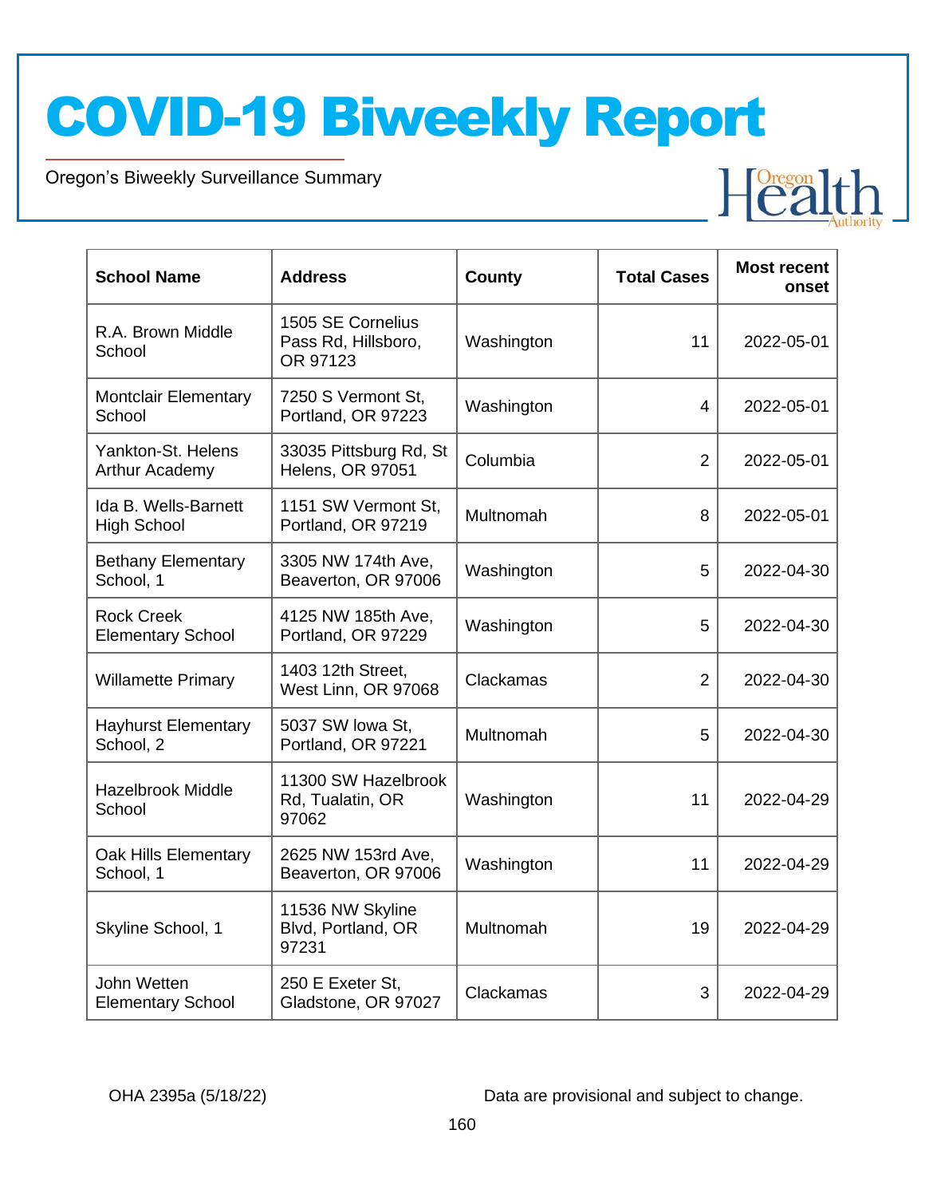| School Name | Address | County | Total Cases | Most recent onset |
|---|---|---|---|---|
| R.A. Brown Middle School | 1505 SE Cornelius Pass Rd, Hillsboro, OR 97123 | Washington | 11 | 2022-05-01 |
| Montclair Elementary School | 7250 S Vermont St, Portland, OR 97223 | Washington | 4 | 2022-05-01 |
| Yankton-St. Helens Arthur Academy | 33035 Pittsburg Rd, St Helens, OR 97051 | Columbia | 2 | 2022-05-01 |
| Ida B. Wells-Barnett High School | 1151 SW Vermont St, Portland, OR 97219 | Multnomah | 8 | 2022-05-01 |
| Bethany Elementary School, 1 | 3305 NW 174th Ave, Beaverton, OR 97006 | Washington | 5 | 2022-04-30 |
| Rock Creek Elementary School | 4125 NW 185th Ave, Portland, OR 97229 | Washington | 5 | 2022-04-30 |
| Willamette Primary | 1403 12th Street, West Linn, OR 97068 | Clackamas | 2 | 2022-04-30 |
| Hayhurst Elementary School, 2 | 5037 SW Iowa St, Portland, OR 97221 | Multnomah | 5 | 2022-04-30 |
| Hazelbrook Middle School | 11300 SW Hazelbrook Rd, Tualatin, OR 97062 | Washington | 11 | 2022-04-29 |
| Oak Hills Elementary School, 1 | 2625 NW 153rd Ave, Beaverton, OR 97006 | Washington | 11 | 2022-04-29 |
| Skyline School, 1 | 11536 NW Skyline Blvd, Portland, OR 97231 | Multnomah | 19 | 2022-04-29 |
| John Wetten Elementary School | 250 E Exeter St, Gladstone, OR 97027 | Clackamas | 3 | 2022-04-29 |

OHA 2395a (5/18/22)

Data are provisional and subject to change.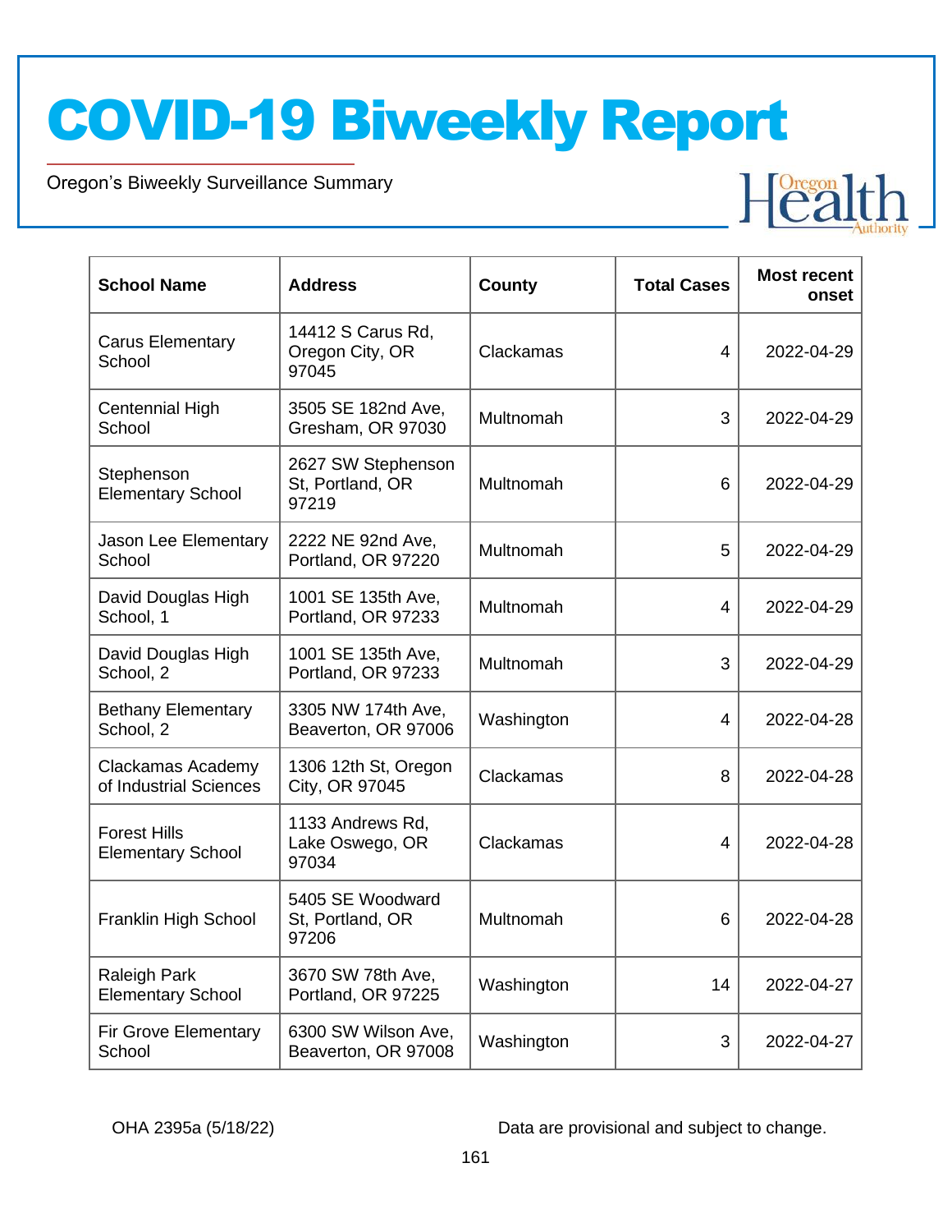| School Name | Address | County | Total Cases | Most recent onset |
|---|---|---|---|---|
| Carus Elementary School | 14412 S Carus Rd, Oregon City, OR 97045 | Clackamas | 4 | 2022-04-29 |
| Centennial High School | 3505 SE 182nd Ave, Gresham, OR 97030 | Multnomah | 3 | 2022-04-29 |
| Stephenson Elementary School | 2627 SW Stephenson St, Portland, OR 97219 | Multnomah | 6 | 2022-04-29 |
| Jason Lee Elementary School | 2222 NE 92nd Ave, Portland, OR 97220 | Multnomah | 5 | 2022-04-29 |
| David Douglas High School, 1 | 1001 SE 135th Ave, Portland, OR 97233 | Multnomah | 4 | 2022-04-29 |
| David Douglas High School, 2 | 1001 SE 135th Ave, Portland, OR 97233 | Multnomah | 3 | 2022-04-29 |
| Bethany Elementary School, 2 | 3305 NW 174th Ave, Beaverton, OR 97006 | Washington | 4 | 2022-04-28 |
| Clackamas Academy of Industrial Sciences | 1306 12th St, Oregon City, OR 97045 | Clackamas | 8 | 2022-04-28 |
| Forest Hills Elementary School | 1133 Andrews Rd, Lake Oswego, OR 97034 | Clackamas | 4 | 2022-04-28 |
| Franklin High School | 5405 SE Woodward St, Portland, OR 97206 | Multnomah | 6 | 2022-04-28 |
| Raleigh Park Elementary School | 3670 SW 78th Ave, Portland, OR 97225 | Washington | 14 | 2022-04-27 |
| Fir Grove Elementary School | 6300 SW Wilson Ave, Beaverton, OR 97008 | Washington | 3 | 2022-04-27 |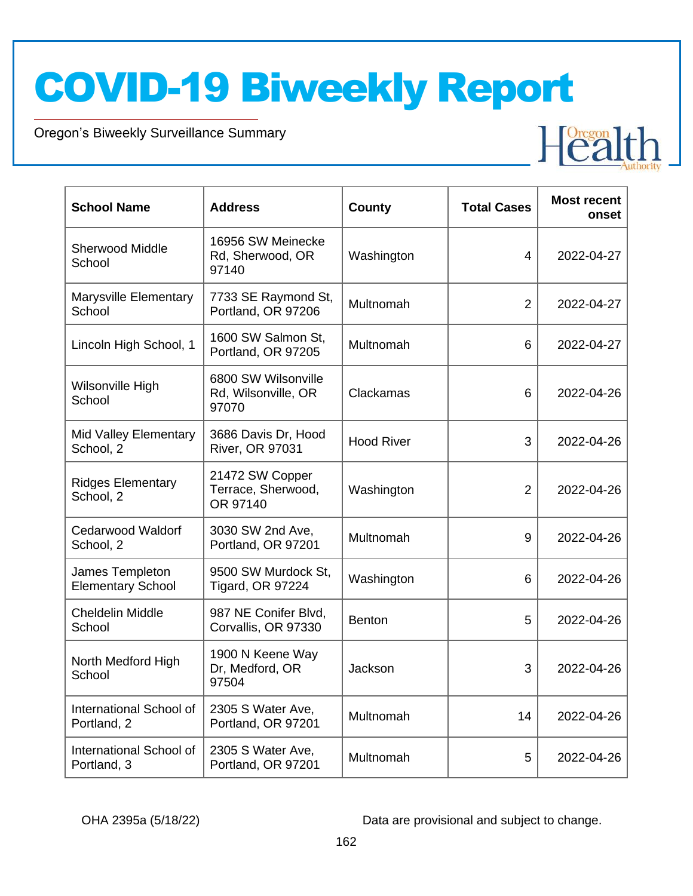| School Name | Address | County | Total Cases | Most recent onset |
|---|---|---|---|---|
| Sherwood Middle School | 16956 SW Meinecke Rd, Sherwood, OR 97140 | Washington | 4 | 2022-04-27 |
| Marysville Elementary School | 7733 SE Raymond St, Portland, OR 97206 | Multnomah | 2 | 2022-04-27 |
| Lincoln High School, 1 | 1600 SW Salmon St, Portland, OR 97205 | Multnomah | 6 | 2022-04-27 |
| Wilsonville High School | 6800 SW Wilsonville Rd, Wilsonville, OR 97070 | Clackamas | 6 | 2022-04-26 |
| Mid Valley Elementary School, 2 | 3686 Davis Dr, Hood River, OR 97031 | Hood River | 3 | 2022-04-26 |
| Ridges Elementary School, 2 | 21472 SW Copper Terrace, Sherwood, OR 97140 | Washington | 2 | 2022-04-26 |
| Cedarwood Waldorf School, 2 | 3030 SW 2nd Ave, Portland, OR 97201 | Multnomah | 9 | 2022-04-26 |
| James Templeton Elementary School | 9500 SW Murdock St, Tigard, OR 97224 | Washington | 6 | 2022-04-26 |
| Cheldelin Middle School | 987 NE Conifer Blvd, Corvallis, OR 97330 | Benton | 5 | 2022-04-26 |
| North Medford High School | 1900 N Keene Way Dr, Medford, OR 97504 | Jackson | 3 | 2022-04-26 |
| International School of Portland, 2 | 2305 S Water Ave, Portland, OR 97201 | Multnomah | 14 | 2022-04-26 |
| International School of Portland, 3 | 2305 S Water Ave, Portland, OR 97201 | Multnomah | 5 | 2022-04-26 |

OHA 2395a (5/18/22)

Data are provisional and subject to change.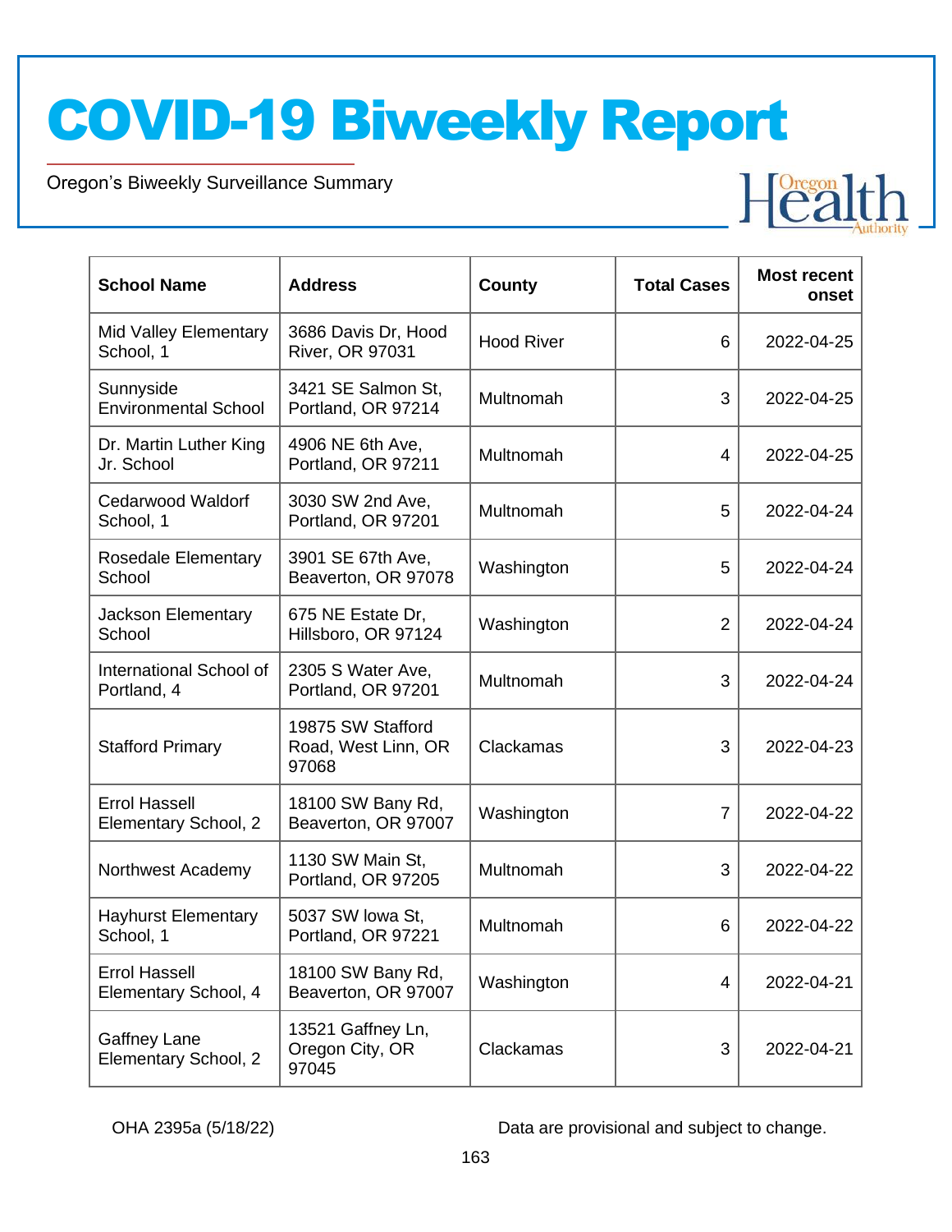# COVID-19 Biweekly Report

Oregon's Biweekly Surveillance Summary

| School Name | Address | County | Total Cases | Most recent onset |
|---|---|---|---|---|
| Mid Valley Elementary School, 1 | 3686 Davis Dr, Hood River, OR 97031 | Hood River | 6 | 2022-04-25 |
| Sunnyside Environmental School | 3421 SE Salmon St, Portland, OR 97214 | Multnomah | 3 | 2022-04-25 |
| Dr. Martin Luther King Jr. School | 4906 NE 6th Ave, Portland, OR 97211 | Multnomah | 4 | 2022-04-25 |
| Cedarwood Waldorf School, 1 | 3030 SW 2nd Ave, Portland, OR 97201 | Multnomah | 5 | 2022-04-24 |
| Rosedale Elementary School | 3901 SE 67th Ave, Beaverton, OR 97078 | Washington | 5 | 2022-04-24 |
| Jackson Elementary School | 675 NE Estate Dr, Hillsboro, OR 97124 | Washington | 2 | 2022-04-24 |
| International School of Portland, 4 | 2305 S Water Ave, Portland, OR 97201 | Multnomah | 3 | 2022-04-24 |
| Stafford Primary | 19875 SW Stafford Road, West Linn, OR 97068 | Clackamas | 3 | 2022-04-23 |
| Errol Hassell Elementary School, 2 | 18100 SW Bany Rd, Beaverton, OR 97007 | Washington | 7 | 2022-04-22 |
| Northwest Academy | 1130 SW Main St, Portland, OR 97205 | Multnomah | 3 | 2022-04-22 |
| Hayhurst Elementary School, 1 | 5037 SW Iowa St, Portland, OR 97221 | Multnomah | 6 | 2022-04-22 |
| Errol Hassell Elementary School, 4 | 18100 SW Bany Rd, Beaverton, OR 97007 | Washington | 4 | 2022-04-21 |
| Gaffney Lane Elementary School, 2 | 13521 Gaffney Ln, Oregon City, OR 97045 | Clackamas | 3 | 2022-04-21 |

OHA 2395a (5/18/22)

Data are provisional and subject to change.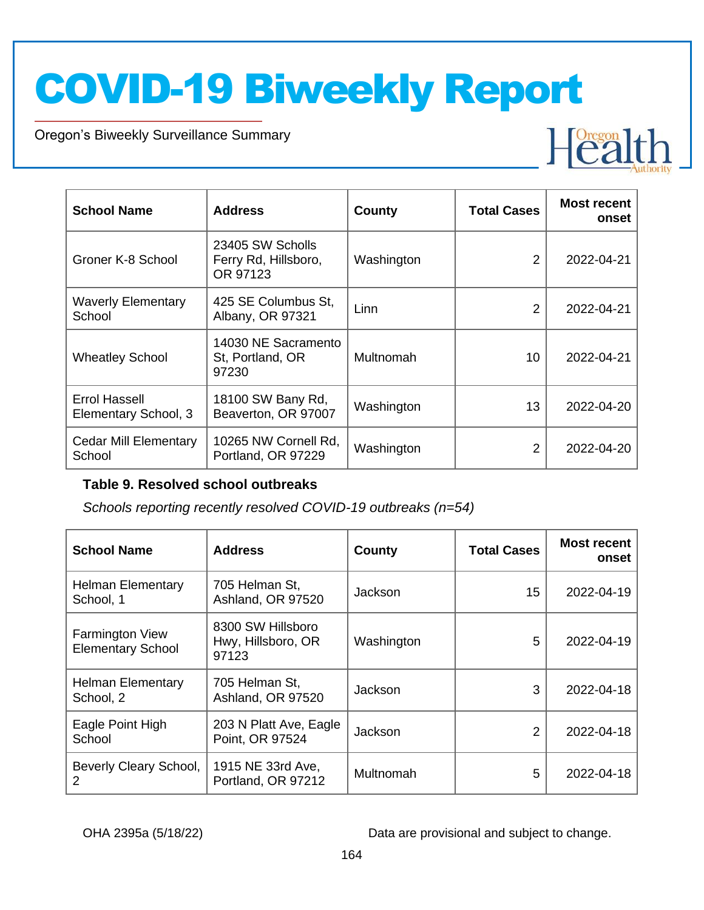| School Name | Address | County | Total Cases | Most recent onset |
|---|---|---|---|---|
| Groner K-8 School | 23405 SW Scholls Ferry Rd, Hillsboro, OR 97123 | Washington | 2 | 2022-04-21 |
| Waverly Elementary School | 425 SE Columbus St, Albany, OR 97321 | Linn | 2 | 2022-04-21 |
| Wheatley School | 14030 NE Sacramento St, Portland, OR 97230 | Multnomah | 10 | 2022-04-21 |
| Errol Hassell Elementary School, 3 | 18100 SW Bany Rd, Beaverton, OR 97007 | Washington | 13 | 2022-04-20 |
| Cedar Mill Elementary School | 10265 NW Cornell Rd, Portland, OR 97229 | Washington | 2 | 2022-04-20 |

**Table 9. Resolved school outbreaks**

*Schools reporting recently resolved COVID-19 outbreaks (n=54)*

| School Name | Address | County | Total Cases | Most recent onset |
|---|---|---|---|---|
| Helman Elementary School, 1 | 705 Helman St, Ashland, OR 97520 | Jackson | 15 | 2022-04-19 |
| Farmington View Elementary School | 8300 SW Hillsboro Hwy, Hillsboro, OR 97123 | Washington | 5 | 2022-04-19 |
| Helman Elementary School, 2 | 705 Helman St, Ashland, OR 97520 | Jackson | 3 | 2022-04-18 |
| Eagle Point High School | 203 N Platt Ave, Eagle Point, OR 97524 | Jackson | 2 | 2022-04-18 |
| Beverly Cleary School, 2 | 1915 NE 33rd Ave, Portland, OR 97212 | Multnomah | 5 | 2022-04-18 |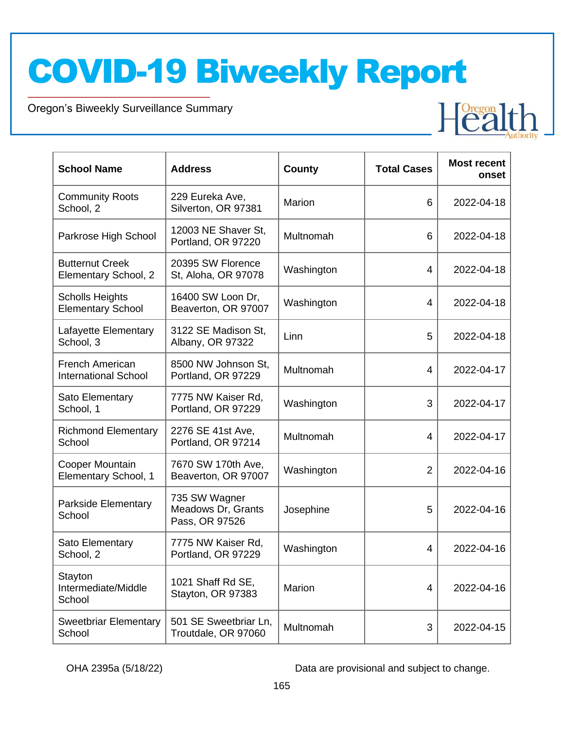| School Name | Address | County | Total Cases | Most recent onset |
|---|---|---|---|---|
| Community Roots School, 2 | 229 Eureka Ave, Silverton, OR 97381 | Marion | 6 | 2022-04-18 |
| Parkrose High School | 12003 NE Shaver St, Portland, OR 97220 | Multnomah | 6 | 2022-04-18 |
| Butternut Creek Elementary School, 2 | 20395 SW Florence St, Aloha, OR 97078 | Washington | 4 | 2022-04-18 |
| Scholls Heights Elementary School | 16400 SW Loon Dr, Beaverton, OR 97007 | Washington | 4 | 2022-04-18 |
| Lafayette Elementary School, 3 | 3122 SE Madison St, Albany, OR 97322 | Linn | 5 | 2022-04-18 |
| French American International School | 8500 NW Johnson St, Portland, OR 97229 | Multnomah | 4 | 2022-04-17 |
| Sato Elementary School, 1 | 7775 NW Kaiser Rd, Portland, OR 97229 | Washington | 3 | 2022-04-17 |
| Richmond Elementary School | 2276 SE 41st Ave, Portland, OR 97214 | Multnomah | 4 | 2022-04-17 |
| Cooper Mountain Elementary School, 1 | 7670 SW 170th Ave, Beaverton, OR 97007 | Washington | 2 | 2022-04-16 |
| Parkside Elementary School | 735 SW Wagner Meadows Dr, Grants Pass, OR 97526 | Josephine | 5 | 2022-04-16 |
| Sato Elementary School, 2 | 7775 NW Kaiser Rd, Portland, OR 97229 | Washington | 4 | 2022-04-16 |
| Stayton Intermediate/Middle School | 1021 Shaff Rd SE, Stayton, OR 97383 | Marion | 4 | 2022-04-16 |
| Sweetbriar Elementary School | 501 SE Sweetbriar Ln, Troutdale, OR 97060 | Multnomah | 3 | 2022-04-15 |

OHA 2395a (5/18/22)

Data are provisional and subject to change.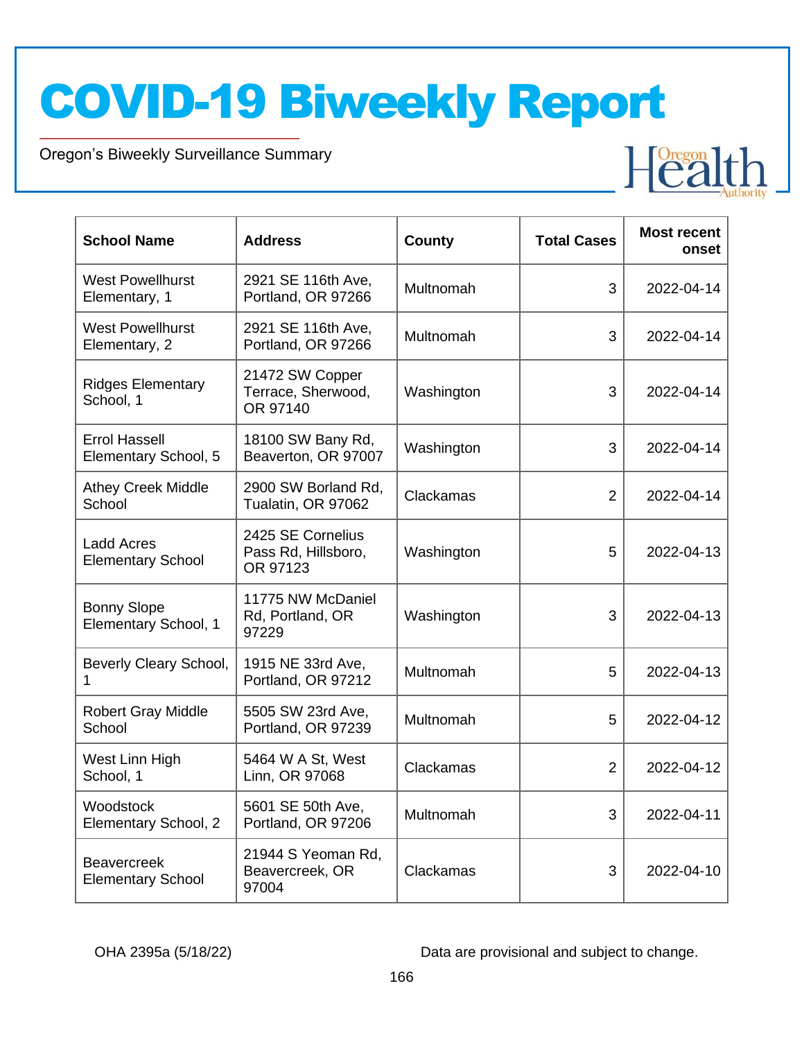# COVID-19 Biweekly Report

Oregon's Biweekly Surveillance Summary

| School Name | Address | County | Total Cases | Most recent onset |
|---|---|---|---|---|
| West Powellhurst Elementary, 1 | 2921 SE 116th Ave, Portland, OR 97266 | Multnomah | 3 | 2022-04-14 |
| West Powellhurst Elementary, 2 | 2921 SE 116th Ave, Portland, OR 97266 | Multnomah | 3 | 2022-04-14 |
| Ridges Elementary School, 1 | 21472 SW Copper Terrace, Sherwood, OR 97140 | Washington | 3 | 2022-04-14 |
| Errol Hassell Elementary School, 5 | 18100 SW Bany Rd, Beaverton, OR 97007 | Washington | 3 | 2022-04-14 |
| Athey Creek Middle School | 2900 SW Borland Rd, Tualatin, OR 97062 | Clackamas | 2 | 2022-04-14 |
| Ladd Acres Elementary School | 2425 SE Cornelius Pass Rd, Hillsboro, OR 97123 | Washington | 5 | 2022-04-13 |
| Bonny Slope Elementary School, 1 | 11775 NW McDaniel Rd, Portland, OR 97229 | Washington | 3 | 2022-04-13 |
| Beverly Cleary School, 1 | 1915 NE 33rd Ave, Portland, OR 97212 | Multnomah | 5 | 2022-04-13 |
| Robert Gray Middle School | 5505 SW 23rd Ave, Portland, OR 97239 | Multnomah | 5 | 2022-04-12 |
| West Linn High School, 1 | 5464 W A St, West Linn, OR 97068 | Clackamas | 2 | 2022-04-12 |
| Woodstock Elementary School, 2 | 5601 SE 50th Ave, Portland, OR 97206 | Multnomah | 3 | 2022-04-11 |
| Beavercreek Elementary School | 21944 S Yeoman Rd, Beavercreek, OR 97004 | Clackamas | 3 | 2022-04-10 |

OHA 2395a (5/18/22)

Data are provisional and subject to change.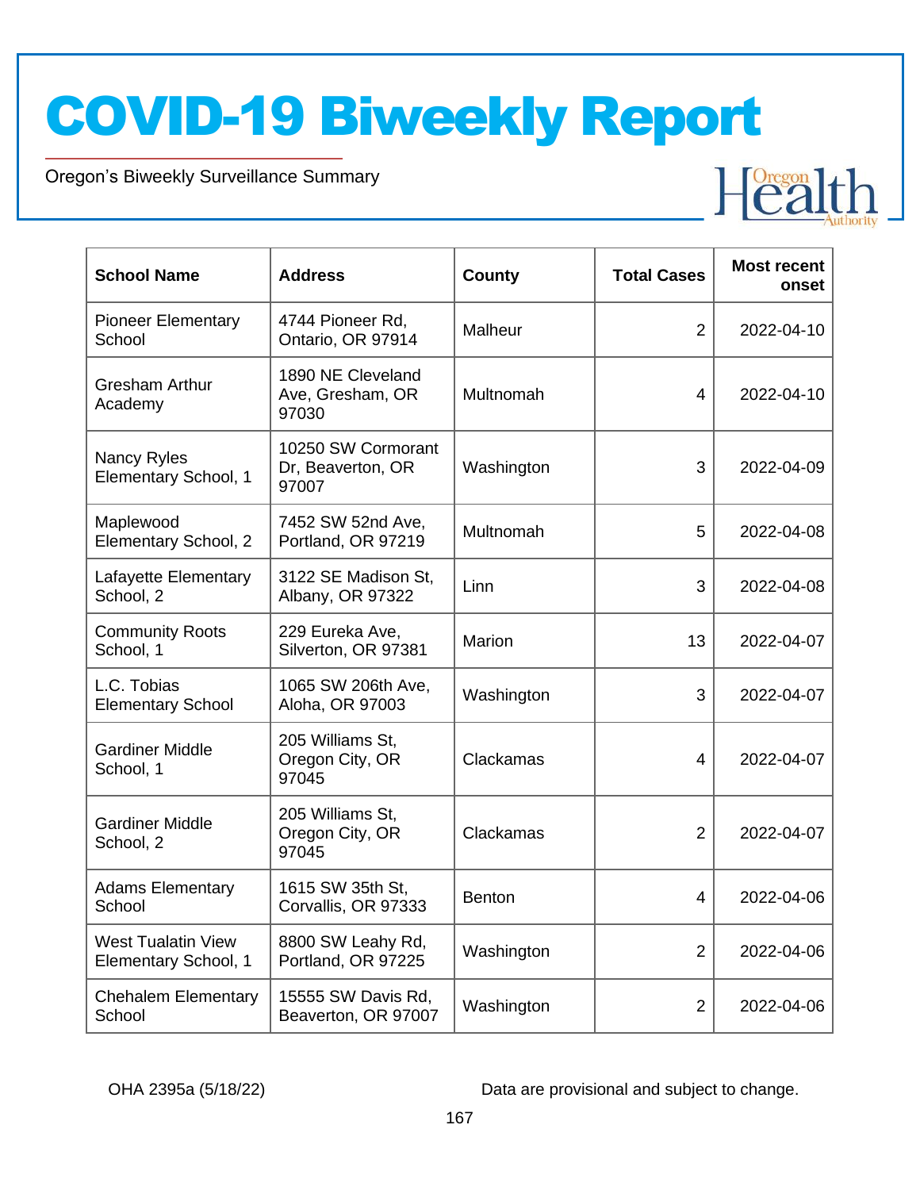# COVID-19 Biweekly Report

Oregon's Biweekly Surveillance Summary

| School Name | Address | County | Total Cases | Most recent onset |
|---|---|---|---|---|
| Pioneer Elementary School | 4744 Pioneer Rd, Ontario, OR 97914 | Malheur | 2 | 2022-04-10 |
| Gresham Arthur Academy | 1890 NE Cleveland Ave, Gresham, OR 97030 | Multnomah | 4 | 2022-04-10 |
| Nancy Ryles Elementary School, 1 | 10250 SW Cormorant Dr, Beaverton, OR 97007 | Washington | 3 | 2022-04-09 |
| Maplewood Elementary School, 2 | 7452 SW 52nd Ave, Portland, OR 97219 | Multnomah | 5 | 2022-04-08 |
| Lafayette Elementary School, 2 | 3122 SE Madison St, Albany, OR 97322 | Linn | 3 | 2022-04-08 |
| Community Roots School, 1 | 229 Eureka Ave, Silverton, OR 97381 | Marion | 13 | 2022-04-07 |
| L.C. Tobias Elementary School | 1065 SW 206th Ave, Aloha, OR 97003 | Washington | 3 | 2022-04-07 |
| Gardiner Middle School, 1 | 205 Williams St, Oregon City, OR 97045 | Clackamas | 4 | 2022-04-07 |
| Gardiner Middle School, 2 | 205 Williams St, Oregon City, OR 97045 | Clackamas | 2 | 2022-04-07 |
| Adams Elementary School | 1615 SW 35th St, Corvallis, OR 97333 | Benton | 4 | 2022-04-06 |
| West Tualatin View Elementary School, 1 | 8800 SW Leahy Rd, Portland, OR 97225 | Washington | 2 | 2022-04-06 |
| Chehalem Elementary School | 15555 SW Davis Rd, Beaverton, OR 97007 | Washington | 2 | 2022-04-06 |

OHA 2395a (5/18/22)

Data are provisional and subject to change.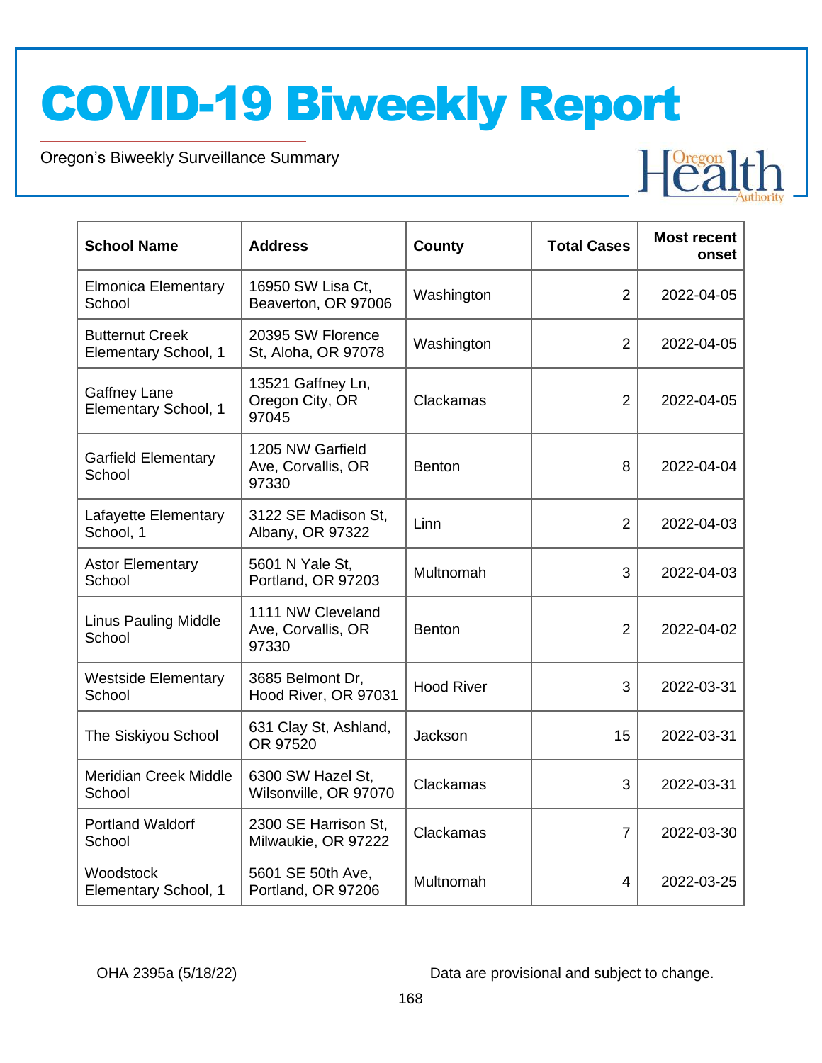# COVID-19 Biweekly Report

Oregon's Biweekly Surveillance Summary

| School Name | Address | County | Total Cases | Most recent onset |
|---|---|---|---|---|
| Elmonica Elementary School | 16950 SW Lisa Ct, Beaverton, OR 97006 | Washington | 2 | 2022-04-05 |
| Butternut Creek Elementary School, 1 | 20395 SW Florence St, Aloha, OR 97078 | Washington | 2 | 2022-04-05 |
| Gaffney Lane Elementary School, 1 | 13521 Gaffney Ln, Oregon City, OR 97045 | Clackamas | 2 | 2022-04-05 |
| Garfield Elementary School | 1205 NW Garfield Ave, Corvallis, OR 97330 | Benton | 8 | 2022-04-04 |
| Lafayette Elementary School, 1 | 3122 SE Madison St, Albany, OR 97322 | Linn | 2 | 2022-04-03 |
| Astor Elementary School | 5601 N Yale St, Portland, OR 97203 | Multnomah | 3 | 2022-04-03 |
| Linus Pauling Middle School | 1111 NW Cleveland Ave, Corvallis, OR 97330 | Benton | 2 | 2022-04-02 |
| Westside Elementary School | 3685 Belmont Dr, Hood River, OR 97031 | Hood River | 3 | 2022-03-31 |
| The Siskiyou School | 631 Clay St, Ashland, OR 97520 | Jackson | 15 | 2022-03-31 |
| Meridian Creek Middle School | 6300 SW Hazel St, Wilsonville, OR 97070 | Clackamas | 3 | 2022-03-31 |
| Portland Waldorf School | 2300 SE Harrison St, Milwaukie, OR 97222 | Clackamas | 7 | 2022-03-30 |
| Woodstock Elementary School, 1 | 5601 SE 50th Ave, Portland, OR 97206 | Multnomah | 4 | 2022-03-25 |

OHA 2395a (5/18/22)

Data are provisional and subject to change.